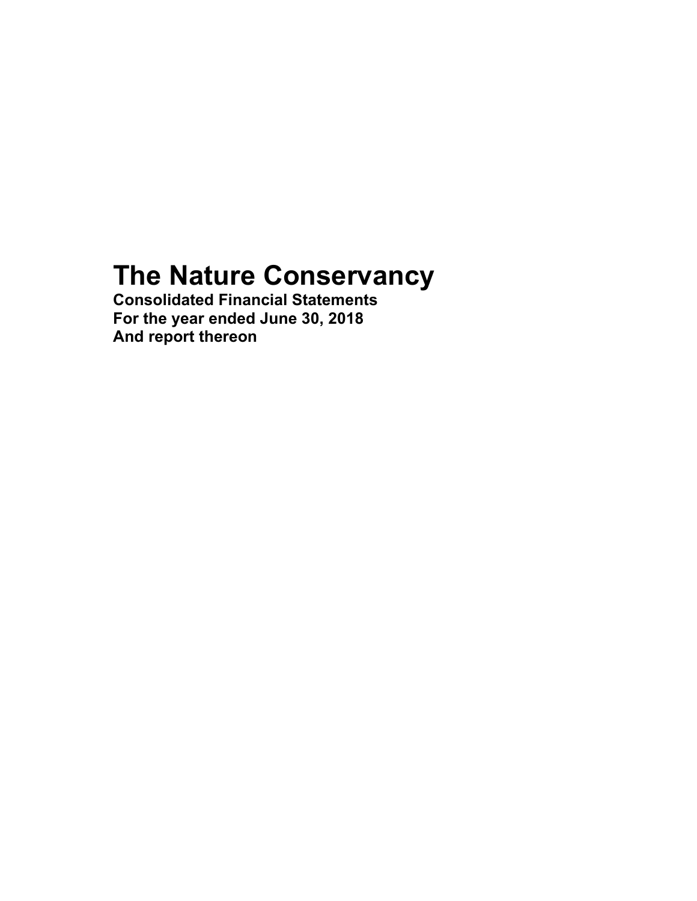# The Nature Conservancy

**Consolidated Financial Statements**
**For the year ended June 30, 2018**
**And report thereon**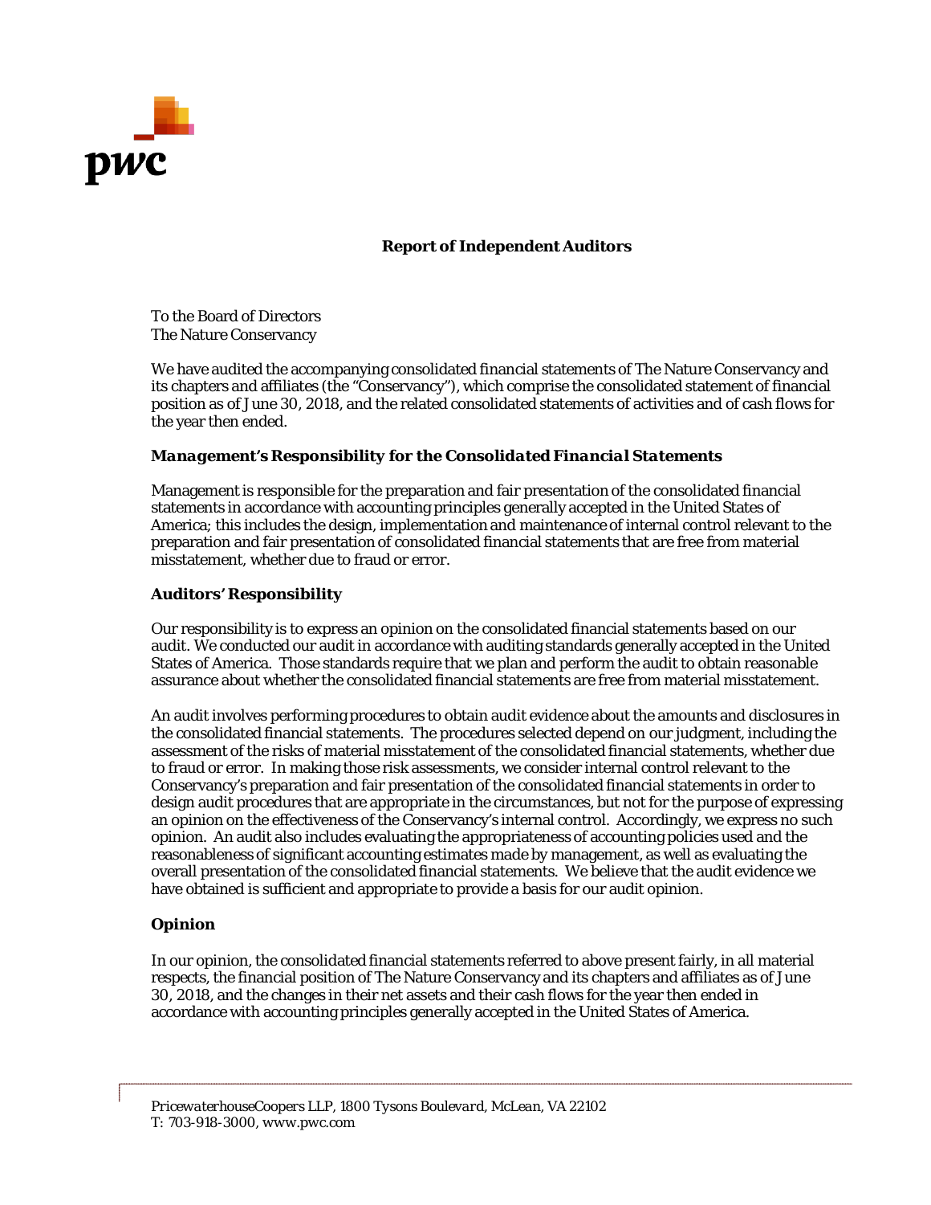## Report of Independent Auditors

To the Board of Directors
The Nature Conservancy

We have audited the accompanying consolidated financial statements of The Nature Conservancy and its chapters and affiliates (the "Conservancy"), which comprise the consolidated statement of financial position as of June 30, 2018, and the related consolidated statements of activities and of cash flows for the year then ended.

### *Management's Responsibility for the Consolidated Financial Statements*

Management is responsible for the preparation and fair presentation of the consolidated financial statements in accordance with accounting principles generally accepted in the United States of America; this includes the design, implementation and maintenance of internal control relevant to the preparation and fair presentation of consolidated financial statements that are free from material misstatement, whether due to fraud or error.

### Auditors' Responsibility

Our responsibility is to express an opinion on the consolidated financial statements based on our audit. We conducted our audit in accordance with auditing standards generally accepted in the United States of America. Those standards require that we plan and perform the audit to obtain reasonable assurance about whether the consolidated financial statements are free from material misstatement.

An audit involves performing procedures to obtain audit evidence about the amounts and disclosures in the consolidated financial statements. The procedures selected depend on our judgment, including the assessment of the risks of material misstatement of the consolidated financial statements, whether due to fraud or error. In making those risk assessments, we consider internal control relevant to the Conservancy's preparation and fair presentation of the consolidated financial statements in order to design audit procedures that are appropriate in the circumstances, but not for the purpose of expressing an opinion on the effectiveness of the Conservancy's internal control. Accordingly, we express no such opinion. An audit also includes evaluating the appropriateness of accounting policies used and the reasonableness of significant accounting estimates made by management, as well as evaluating the overall presentation of the consolidated financial statements. We believe that the audit evidence we have obtained is sufficient and appropriate to provide a basis for our audit opinion.

### Opinion

In our opinion, the consolidated financial statements referred to above present fairly, in all material respects, the financial position of The Nature Conservancy and its chapters and affiliates as of June 30, 2018, and the changes in their net assets and their cash flows for the year then ended in accordance with accounting principles generally accepted in the United States of America.

*PricewaterhouseCoopers LLP, 1800 Tysons Boulevard, McLean, VA 22102*
*T: 703-918-3000, www.pwc.com*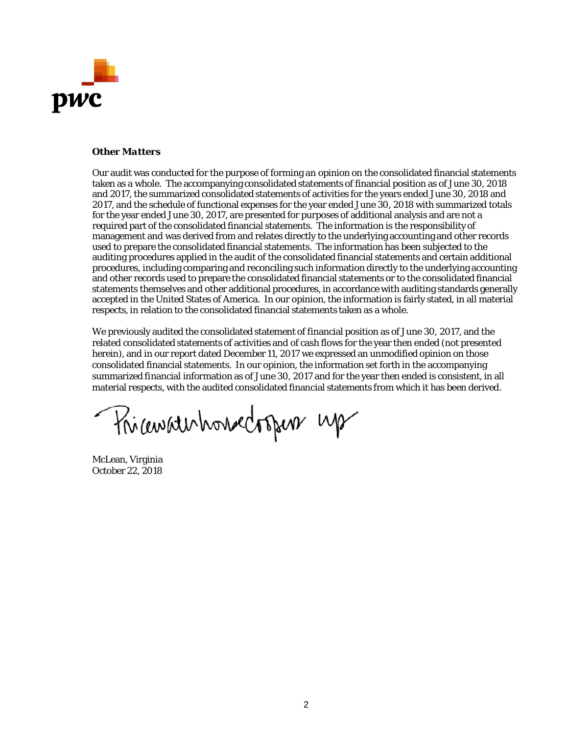### *Other Matters*

Our audit was conducted for the purpose of forming an opinion on the consolidated financial statements taken as a whole. The accompanying consolidated statements of financial position as of June 30, 2018 and 2017, the summarized consolidated statements of activities for the years ended June 30, 2018 and 2017, and the schedule of functional expenses for the year ended June 30, 2018 with summarized totals for the year ended June 30, 2017, are presented for purposes of additional analysis and are not a required part of the consolidated financial statements. The information is the responsibility of management and was derived from and relates directly to the underlying accounting and other records used to prepare the consolidated financial statements. The information has been subjected to the auditing procedures applied in the audit of the consolidated financial statements and certain additional procedures, including comparing and reconciling such information directly to the underlying accounting and other records used to prepare the consolidated financial statements or to the consolidated financial statements themselves and other additional procedures, in accordance with auditing standards generally accepted in the United States of America. In our opinion, the information is fairly stated, in all material respects, in relation to the consolidated financial statements taken as a whole.

We previously audited the consolidated statement of financial position as of June 30, 2017, and the related consolidated statements of activities and of cash flows for the year then ended (not presented herein), and in our report dated December 11, 2017 we expressed an unmodified opinion on those consolidated financial statements. In our opinion, the information set forth in the accompanying summarized financial information as of June 30, 2017 and for the year then ended is consistent, in all material respects, with the audited consolidated financial statements from which it has been derived.

PricewaterhouseCoopers LLP

McLean, Virginia
October 22, 2018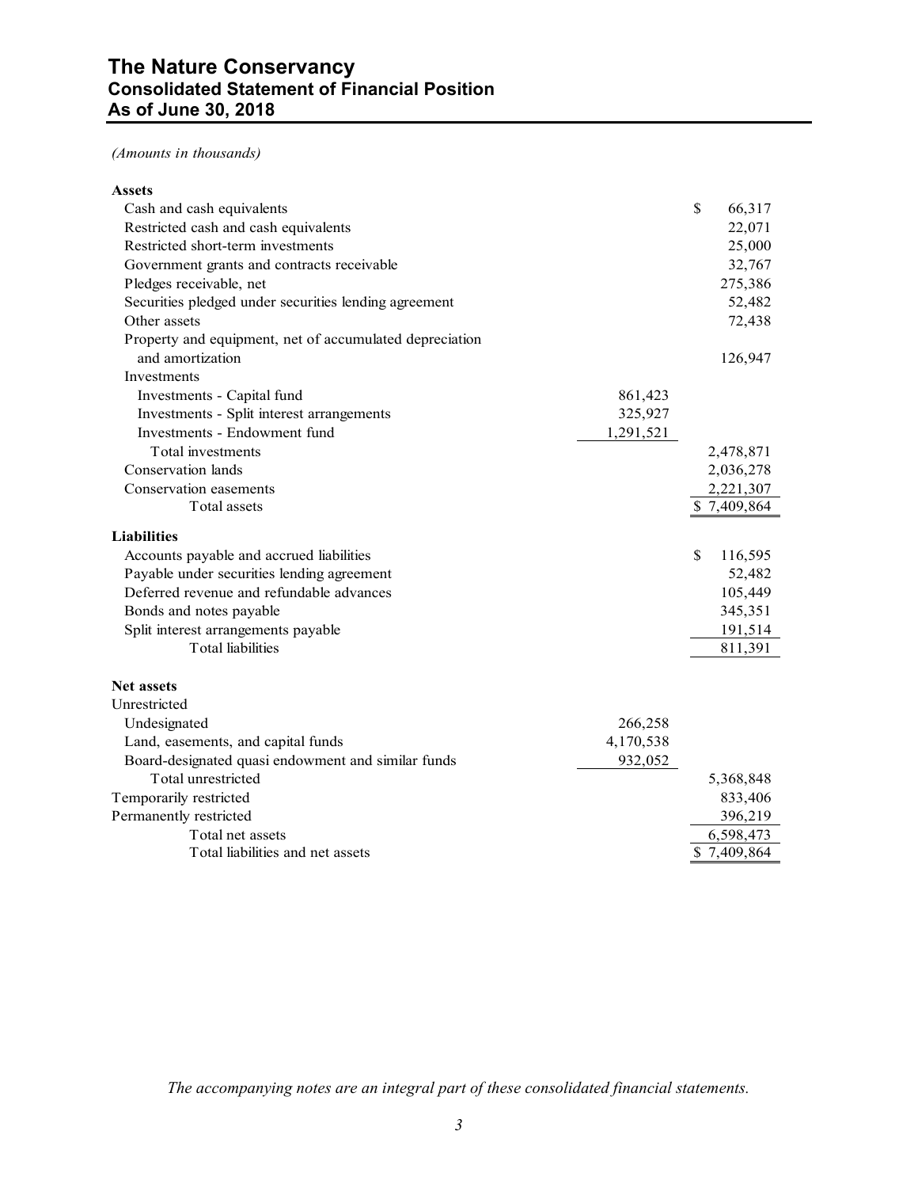# The Nature Conservancy
## Consolidated Statement of Financial Position
## As of June 30, 2018

*(Amounts in thousands)*

| | | |
|---|---|---|
| **Assets** | | |
| Cash and cash equivalents | | $ 66,317 |
| Restricted cash and cash equivalents | | 22,071 |
| Restricted short-term investments | | 25,000 |
| Government grants and contracts receivable | | 32,767 |
| Pledges receivable, net | | 275,386 |
| Securities pledged under securities lending agreement | | 52,482 |
| Other assets | | 72,438 |
| Property and equipment, net of accumulated depreciation and amortization | | 126,947 |
| Investments | | |
| Investments - Capital fund | 861,423 | |
| Investments - Split interest arrangements | 325,927 | |
| Investments - Endowment fund | 1,291,521 | |
| Total investments | | 2,478,871 |
| Conservation lands | | 2,036,278 |
| Conservation easements | | 2,221,307 |
| Total assets | | $ 7,409,864 |
| **Liabilities** | | |
| Accounts payable and accrued liabilities | | $ 116,595 |
| Payable under securities lending agreement | | 52,482 |
| Deferred revenue and refundable advances | | 105,449 |
| Bonds and notes payable | | 345,351 |
| Split interest arrangements payable | | 191,514 |
| Total liabilities | | 811,391 |
| **Net assets** | | |
| Unrestricted | | |
| Undesignated | 266,258 | |
| Land, easements, and capital funds | 4,170,538 | |
| Board-designated quasi endowment and similar funds | 932,052 | |
| Total unrestricted | | 5,368,848 |
| Temporarily restricted | | 833,406 |
| Permanently restricted | | 396,219 |
| Total net assets | | 6,598,473 |
| Total liabilities and net assets | | $ 7,409,864 |

*The accompanying notes are an integral part of these consolidated financial statements.*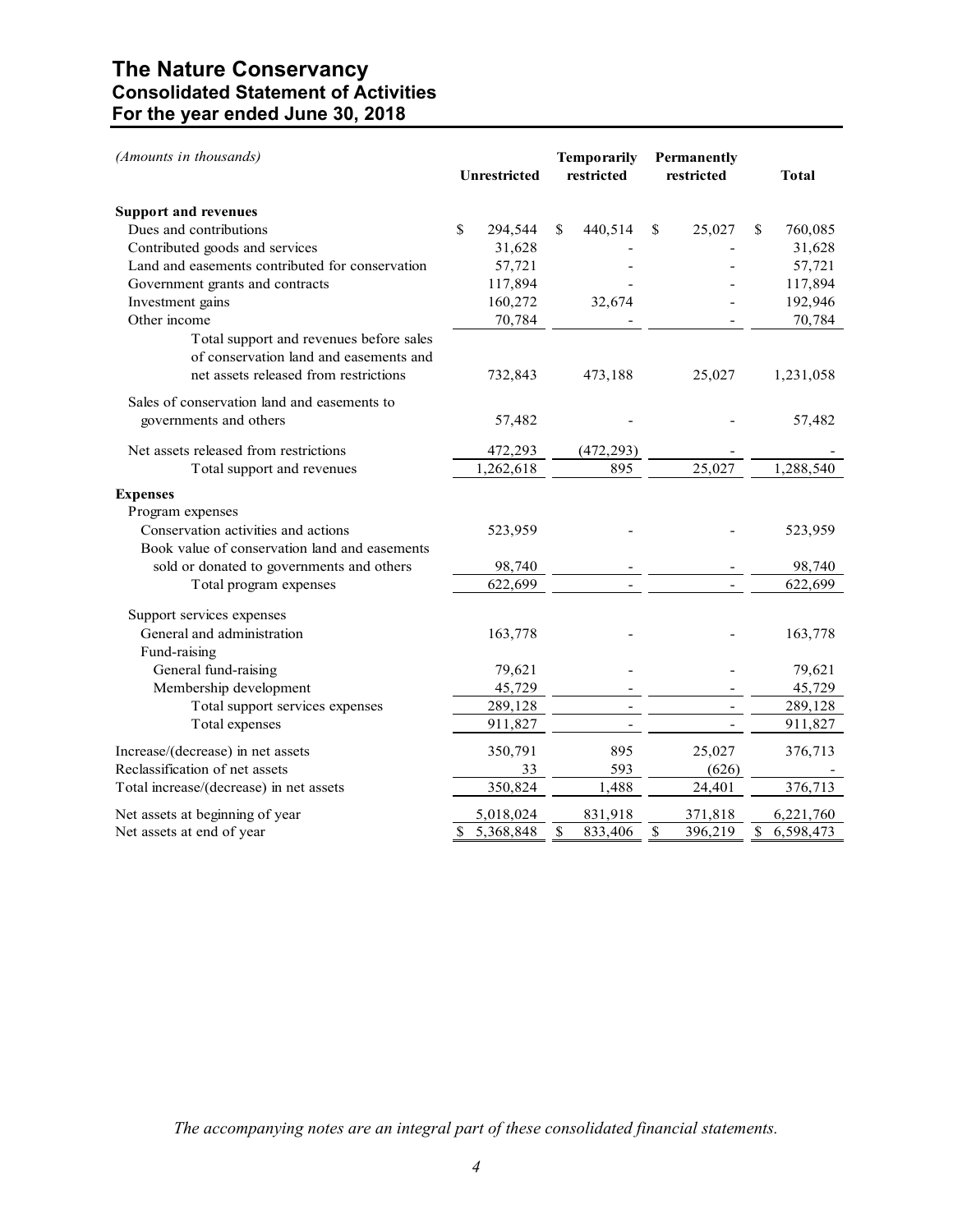# The Nature Conservancy
## Consolidated Statement of Activities
## For the year ended June 30, 2018

| *(Amounts in thousands)* | Unrestricted | Temporarily restricted | Permanently restricted | Total |
|---|---|---|---|---|
| **Support and revenues** | | | | |
| Dues and contributions | $ 294,544 | $ 440,514 | $ 25,027 | $ 760,085 |
| Contributed goods and services | 31,628 | - | - | 31,628 |
| Land and easements contributed for conservation | 57,721 | - | - | 57,721 |
| Government grants and contracts | 117,894 | - | - | 117,894 |
| Investment gains | 160,272 | 32,674 | - | 192,946 |
| Other income | 70,784 | - | - | 70,784 |
| Total support and revenues before sales of conservation land and easements and net assets released from restrictions | 732,843 | 473,188 | 25,027 | 1,231,058 |
| Sales of conservation land and easements to governments and others | 57,482 | - | - | 57,482 |
| Net assets released from restrictions | 472,293 | (472,293) | - | - |
| Total support and revenues | 1,262,618 | 895 | 25,027 | 1,288,540 |
| **Expenses** | | | | |
| Program expenses | | | | |
| Conservation activities and actions | 523,959 | - | - | 523,959 |
| Book value of conservation land and easements sold or donated to governments and others | 98,740 | - | - | 98,740 |
| Total program expenses | 622,699 | - | - | 622,699 |
| Support services expenses | | | | |
| General and administration | 163,778 | - | - | 163,778 |
| Fund-raising | | | | |
| General fund-raising | 79,621 | - | - | 79,621 |
| Membership development | 45,729 | - | - | 45,729 |
| Total support services expenses | 289,128 | - | - | 289,128 |
| Total expenses | 911,827 | - | - | 911,827 |
| Increase/(decrease) in net assets | 350,791 | 895 | 25,027 | 376,713 |
| Reclassification of net assets | 33 | 593 | (626) | - |
| Total increase/(decrease) in net assets | 350,824 | 1,488 | 24,401 | 376,713 |
| Net assets at beginning of year | 5,018,024 | 831,918 | 371,818 | 6,221,760 |
| Net assets at end of year | $ 5,368,848 | $ 833,406 | $ 396,219 | $ 6,598,473 |

*The accompanying notes are an integral part of these consolidated financial statements.*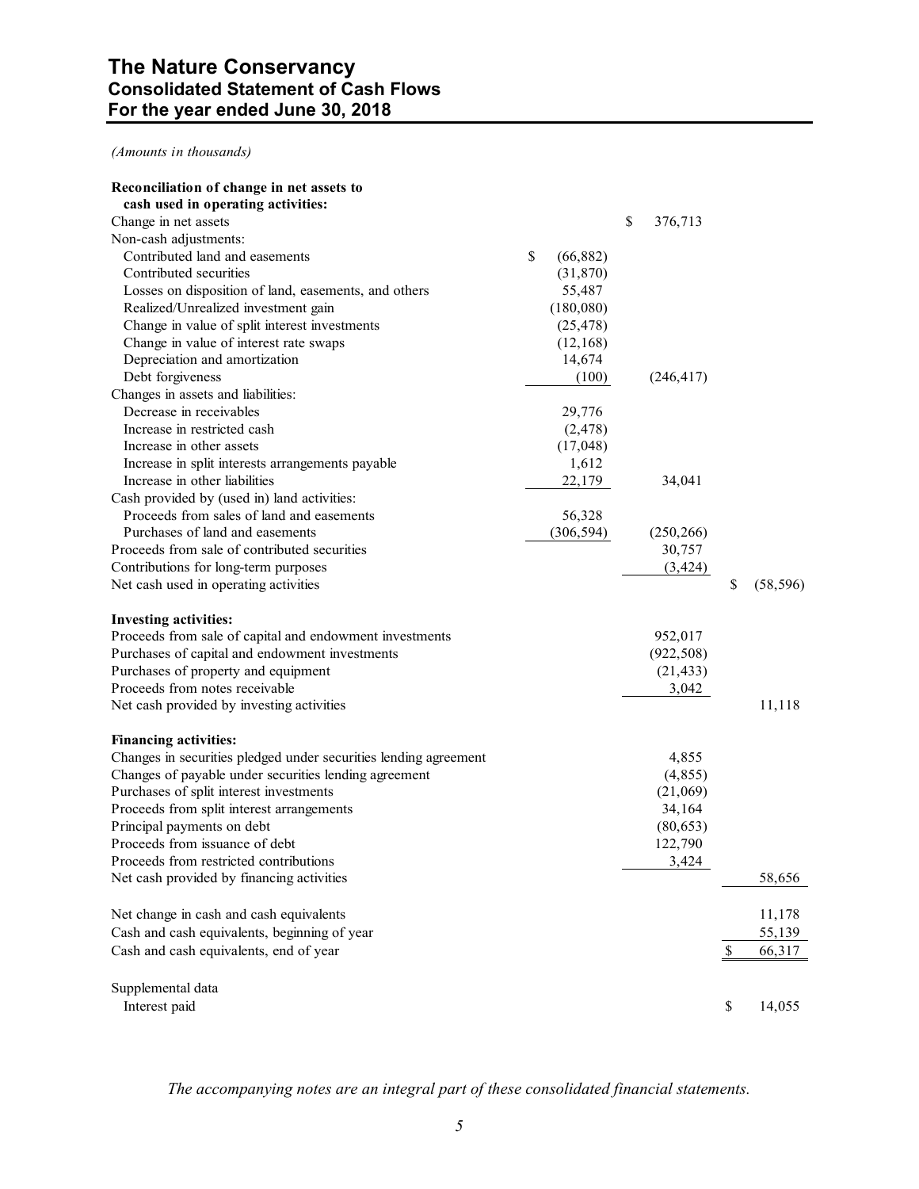# The Nature Conservancy
## Consolidated Statement of Cash Flows
## For the year ended June 30, 2018

*(Amounts in thousands)*

| | | | |
|---|---|---|---|
| **Reconciliation of change in net assets to cash used in operating activities:** | | | |
| Change in net assets | | $ 376,713 | |
| Non-cash adjustments: | | | |
| Contributed land and easements | $ (66,882) | | |
| Contributed securities | (31,870) | | |
| Losses on disposition of land, easements, and others | 55,487 | | |
| Realized/Unrealized investment gain | (180,080) | | |
| Change in value of split interest investments | (25,478) | | |
| Change in value of interest rate swaps | (12,168) | | |
| Depreciation and amortization | 14,674 | | |
| Debt forgiveness | (100) | (246,417) | |
| Changes in assets and liabilities: | | | |
| Decrease in receivables | 29,776 | | |
| Increase in restricted cash | (2,478) | | |
| Increase in other assets | (17,048) | | |
| Increase in split interests arrangements payable | 1,612 | | |
| Increase in other liabilities | 22,179 | 34,041 | |
| Cash provided by (used in) land activities: | | | |
| Proceeds from sales of land and easements | 56,328 | | |
| Purchases of land and easements | (306,594) | (250,266) | |
| Proceeds from sale of contributed securities | | 30,757 | |
| Contributions for long-term purposes | | (3,424) | |
| Net cash used in operating activities | | | $ (58,596) |
| **Investing activities:** | | | |
| Proceeds from sale of capital and endowment investments | | 952,017 | |
| Purchases of capital and endowment investments | | (922,508) | |
| Purchases of property and equipment | | (21,433) | |
| Proceeds from notes receivable | | 3,042 | |
| Net cash provided by investing activities | | | 11,118 |
| **Financing activities:** | | | |
| Changes in securities pledged under securities lending agreement | | 4,855 | |
| Changes of payable under securities lending agreement | | (4,855) | |
| Purchases of split interest investments | | (21,069) | |
| Proceeds from split interest arrangements | | 34,164 | |
| Principal payments on debt | | (80,653) | |
| Proceeds from issuance of debt | | 122,790 | |
| Proceeds from restricted contributions | | 3,424 | |
| Net cash provided by financing activities | | | 58,656 |
| Net change in cash and cash equivalents | | | 11,178 |
| Cash and cash equivalents, beginning of year | | | 55,139 |
| Cash and cash equivalents, end of year | | | $ 66,317 |
| Supplemental data | | | |
| Interest paid | | | $ 14,055 |

*The accompanying notes are an integral part of these consolidated financial statements.*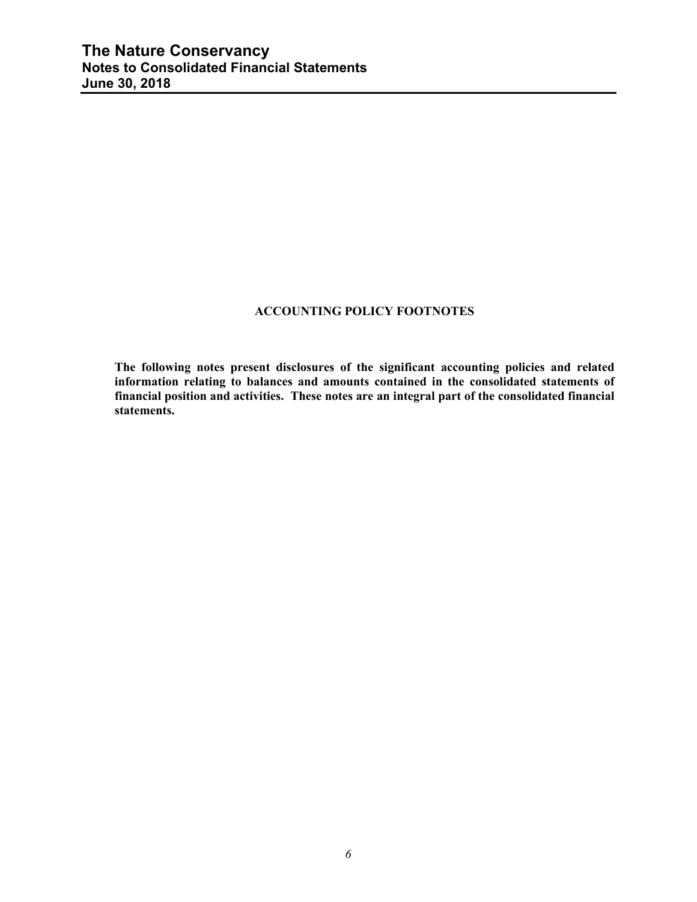## ACCOUNTING POLICY FOOTNOTES

**The following notes present disclosures of the significant accounting policies and related information relating to balances and amounts contained in the consolidated statements of financial position and activities. These notes are an integral part of the consolidated financial statements.**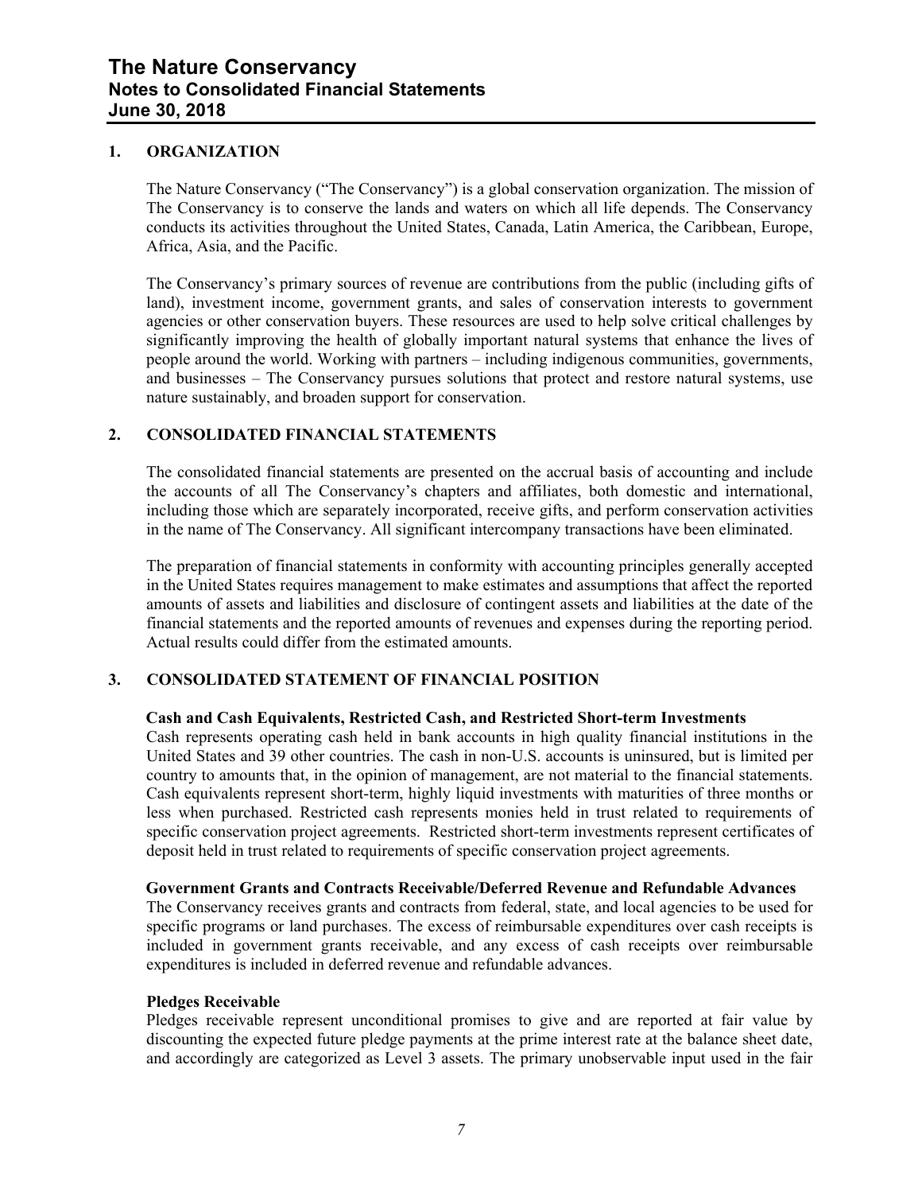## 1. ORGANIZATION

The Nature Conservancy ("The Conservancy") is a global conservation organization. The mission of The Conservancy is to conserve the lands and waters on which all life depends. The Conservancy conducts its activities throughout the United States, Canada, Latin America, the Caribbean, Europe, Africa, Asia, and the Pacific.

The Conservancy's primary sources of revenue are contributions from the public (including gifts of land), investment income, government grants, and sales of conservation interests to government agencies or other conservation buyers. These resources are used to help solve critical challenges by significantly improving the health of globally important natural systems that enhance the lives of people around the world. Working with partners – including indigenous communities, governments, and businesses – The Conservancy pursues solutions that protect and restore natural systems, use nature sustainably, and broaden support for conservation.

## 2. CONSOLIDATED FINANCIAL STATEMENTS

The consolidated financial statements are presented on the accrual basis of accounting and include the accounts of all The Conservancy's chapters and affiliates, both domestic and international, including those which are separately incorporated, receive gifts, and perform conservation activities in the name of The Conservancy. All significant intercompany transactions have been eliminated.

The preparation of financial statements in conformity with accounting principles generally accepted in the United States requires management to make estimates and assumptions that affect the reported amounts of assets and liabilities and disclosure of contingent assets and liabilities at the date of the financial statements and the reported amounts of revenues and expenses during the reporting period. Actual results could differ from the estimated amounts.

## 3. CONSOLIDATED STATEMENT OF FINANCIAL POSITION

**Cash and Cash Equivalents, Restricted Cash, and Restricted Short-term Investments**

Cash represents operating cash held in bank accounts in high quality financial institutions in the United States and 39 other countries. The cash in non-U.S. accounts is uninsured, but is limited per country to amounts that, in the opinion of management, are not material to the financial statements. Cash equivalents represent short-term, highly liquid investments with maturities of three months or less when purchased. Restricted cash represents monies held in trust related to requirements of specific conservation project agreements. Restricted short-term investments represent certificates of deposit held in trust related to requirements of specific conservation project agreements.

**Government Grants and Contracts Receivable/Deferred Revenue and Refundable Advances**

The Conservancy receives grants and contracts from federal, state, and local agencies to be used for specific programs or land purchases. The excess of reimbursable expenditures over cash receipts is included in government grants receivable, and any excess of cash receipts over reimbursable expenditures is included in deferred revenue and refundable advances.

**Pledges Receivable**

Pledges receivable represent unconditional promises to give and are reported at fair value by discounting the expected future pledge payments at the prime interest rate at the balance sheet date, and accordingly are categorized as Level 3 assets. The primary unobservable input used in the fair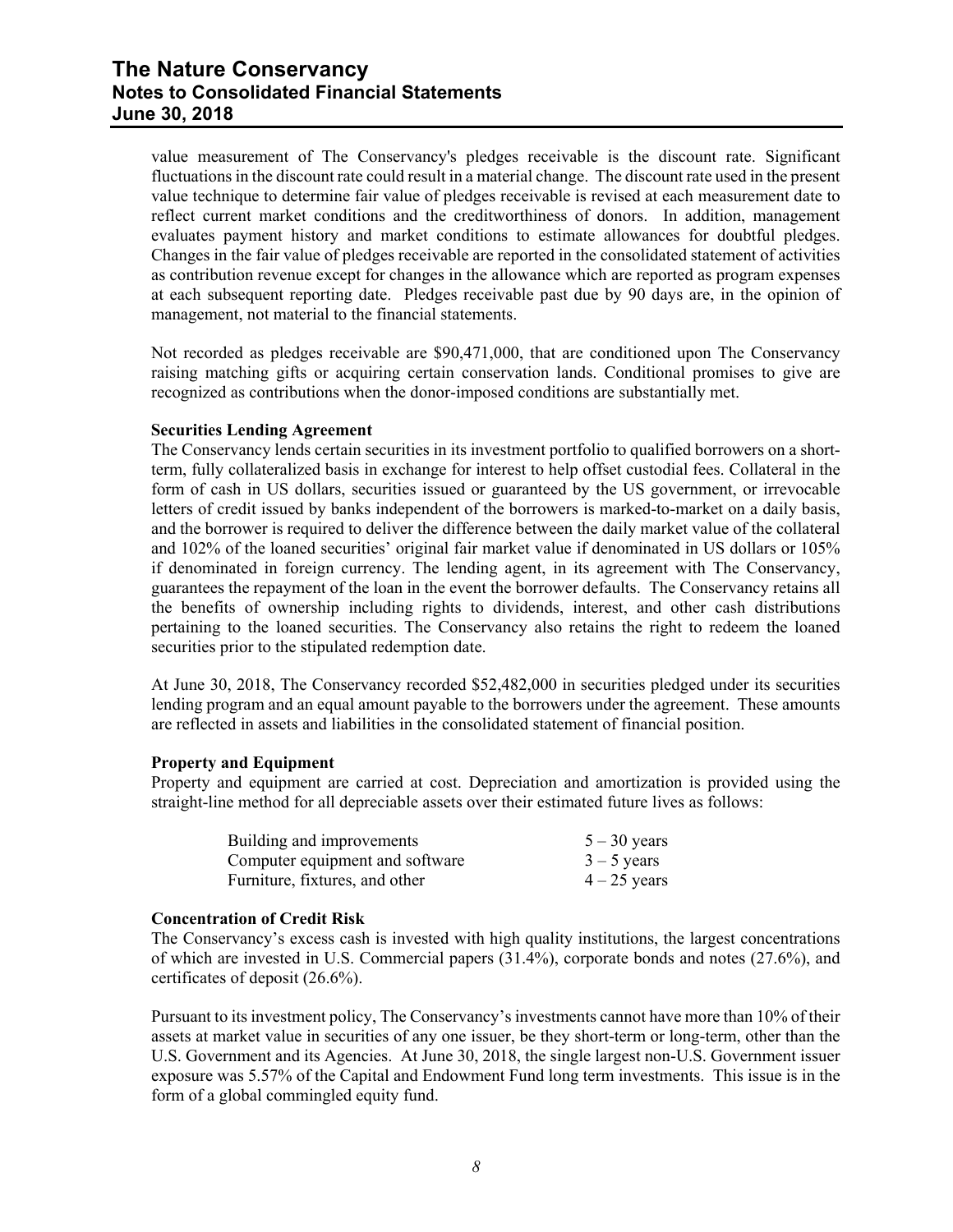value measurement of The Conservancy's pledges receivable is the discount rate. Significant fluctuations in the discount rate could result in a material change. The discount rate used in the present value technique to determine fair value of pledges receivable is revised at each measurement date to reflect current market conditions and the creditworthiness of donors. In addition, management evaluates payment history and market conditions to estimate allowances for doubtful pledges. Changes in the fair value of pledges receivable are reported in the consolidated statement of activities as contribution revenue except for changes in the allowance which are reported as program expenses at each subsequent reporting date. Pledges receivable past due by 90 days are, in the opinion of management, not material to the financial statements.

Not recorded as pledges receivable are $90,471,000, that are conditioned upon The Conservancy raising matching gifts or acquiring certain conservation lands. Conditional promises to give are recognized as contributions when the donor-imposed conditions are substantially met.

**Securities Lending Agreement**

The Conservancy lends certain securities in its investment portfolio to qualified borrowers on a short-term, fully collateralized basis in exchange for interest to help offset custodial fees. Collateral in the form of cash in US dollars, securities issued or guaranteed by the US government, or irrevocable letters of credit issued by banks independent of the borrowers is marked-to-market on a daily basis, and the borrower is required to deliver the difference between the daily market value of the collateral and 102% of the loaned securities' original fair market value if denominated in US dollars or 105% if denominated in foreign currency. The lending agent, in its agreement with The Conservancy, guarantees the repayment of the loan in the event the borrower defaults. The Conservancy retains all the benefits of ownership including rights to dividends, interest, and other cash distributions pertaining to the loaned securities. The Conservancy also retains the right to redeem the loaned securities prior to the stipulated redemption date.

At June 30, 2018, The Conservancy recorded $52,482,000 in securities pledged under its securities lending program and an equal amount payable to the borrowers under the agreement. These amounts are reflected in assets and liabilities in the consolidated statement of financial position.

**Property and Equipment**

Property and equipment are carried at cost. Depreciation and amortization is provided using the straight-line method for all depreciable assets over their estimated future lives as follows:

| | |
|---|---|
| Building and improvements | 5 – 30 years |
| Computer equipment and software | 3 – 5 years |
| Furniture, fixtures, and other | 4 – 25 years |

**Concentration of Credit Risk**

The Conservancy's excess cash is invested with high quality institutions, the largest concentrations of which are invested in U.S. Commercial papers (31.4%), corporate bonds and notes (27.6%), and certificates of deposit (26.6%).

Pursuant to its investment policy, The Conservancy's investments cannot have more than 10% of their assets at market value in securities of any one issuer, be they short-term or long-term, other than the U.S. Government and its Agencies. At June 30, 2018, the single largest non-U.S. Government issuer exposure was 5.57% of the Capital and Endowment Fund long term investments. This issue is in the form of a global commingled equity fund.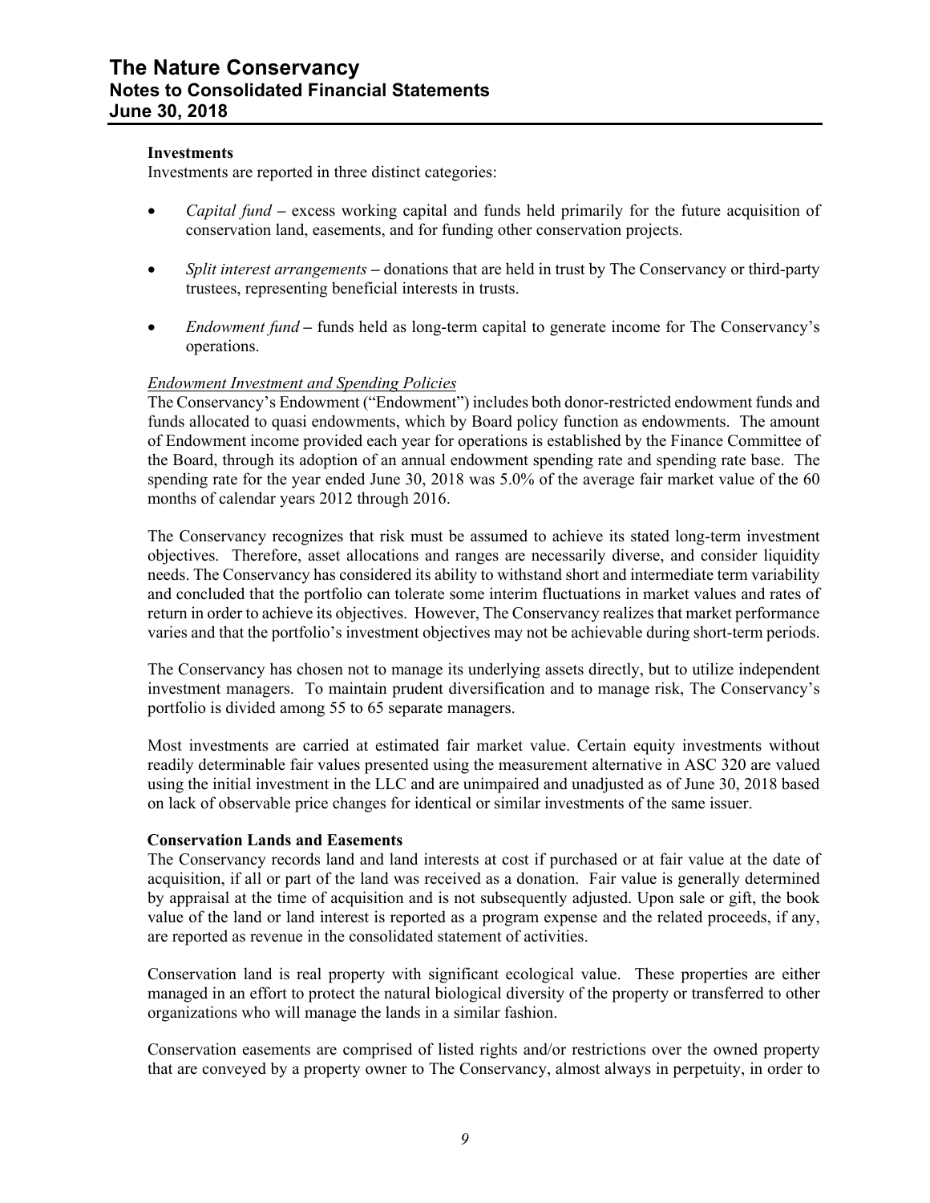**Investments**

Investments are reported in three distinct categories:

- *Capital fund* **–** excess working capital and funds held primarily for the future acquisition of conservation land, easements, and for funding other conservation projects.
- *Split interest arrangements* **–** donations that are held in trust by The Conservancy or third-party trustees, representing beneficial interests in trusts.
- *Endowment fund* **–** funds held as long-term capital to generate income for The Conservancy's operations.

*Endowment Investment and Spending Policies*

The Conservancy's Endowment ("Endowment") includes both donor-restricted endowment funds and funds allocated to quasi endowments, which by Board policy function as endowments. The amount of Endowment income provided each year for operations is established by the Finance Committee of the Board, through its adoption of an annual endowment spending rate and spending rate base. The spending rate for the year ended June 30, 2018 was 5.0% of the average fair market value of the 60 months of calendar years 2012 through 2016.

The Conservancy recognizes that risk must be assumed to achieve its stated long-term investment objectives. Therefore, asset allocations and ranges are necessarily diverse, and consider liquidity needs. The Conservancy has considered its ability to withstand short and intermediate term variability and concluded that the portfolio can tolerate some interim fluctuations in market values and rates of return in order to achieve its objectives. However, The Conservancy realizes that market performance varies and that the portfolio's investment objectives may not be achievable during short-term periods.

The Conservancy has chosen not to manage its underlying assets directly, but to utilize independent investment managers. To maintain prudent diversification and to manage risk, The Conservancy's portfolio is divided among 55 to 65 separate managers.

Most investments are carried at estimated fair market value. Certain equity investments without readily determinable fair values presented using the measurement alternative in ASC 320 are valued using the initial investment in the LLC and are unimpaired and unadjusted as of June 30, 2018 based on lack of observable price changes for identical or similar investments of the same issuer.

**Conservation Lands and Easements**

The Conservancy records land and land interests at cost if purchased or at fair value at the date of acquisition, if all or part of the land was received as a donation. Fair value is generally determined by appraisal at the time of acquisition and is not subsequently adjusted. Upon sale or gift, the book value of the land or land interest is reported as a program expense and the related proceeds, if any, are reported as revenue in the consolidated statement of activities.

Conservation land is real property with significant ecological value. These properties are either managed in an effort to protect the natural biological diversity of the property or transferred to other organizations who will manage the lands in a similar fashion.

Conservation easements are comprised of listed rights and/or restrictions over the owned property that are conveyed by a property owner to The Conservancy, almost always in perpetuity, in order to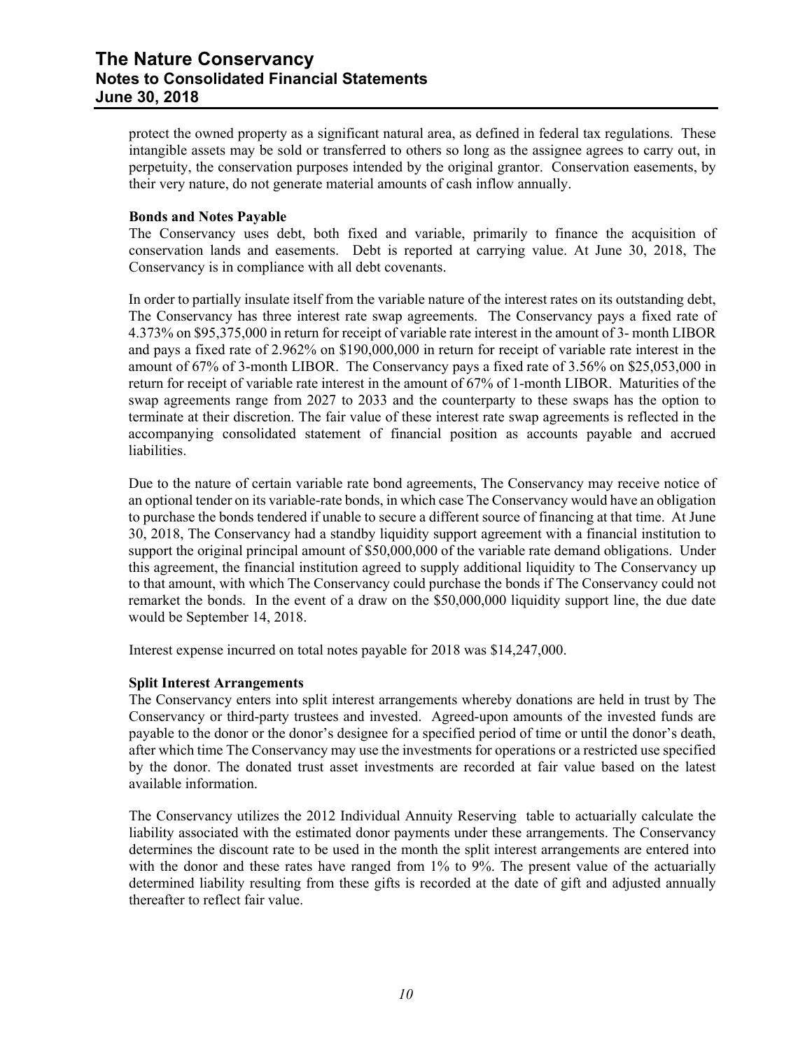protect the owned property as a significant natural area, as defined in federal tax regulations. These intangible assets may be sold or transferred to others so long as the assignee agrees to carry out, in perpetuity, the conservation purposes intended by the original grantor. Conservation easements, by their very nature, do not generate material amounts of cash inflow annually.

**Bonds and Notes Payable**

The Conservancy uses debt, both fixed and variable, primarily to finance the acquisition of conservation lands and easements. Debt is reported at carrying value. At June 30, 2018, The Conservancy is in compliance with all debt covenants.

In order to partially insulate itself from the variable nature of the interest rates on its outstanding debt, The Conservancy has three interest rate swap agreements. The Conservancy pays a fixed rate of 4.373% on $95,375,000 in return for receipt of variable rate interest in the amount of 3- month LIBOR and pays a fixed rate of 2.962% on $190,000,000 in return for receipt of variable rate interest in the amount of 67% of 3-month LIBOR. The Conservancy pays a fixed rate of 3.56% on $25,053,000 in return for receipt of variable rate interest in the amount of 67% of 1-month LIBOR. Maturities of the swap agreements range from 2027 to 2033 and the counterparty to these swaps has the option to terminate at their discretion. The fair value of these interest rate swap agreements is reflected in the accompanying consolidated statement of financial position as accounts payable and accrued liabilities.

Due to the nature of certain variable rate bond agreements, The Conservancy may receive notice of an optional tender on its variable-rate bonds, in which case The Conservancy would have an obligation to purchase the bonds tendered if unable to secure a different source of financing at that time. At June 30, 2018, The Conservancy had a standby liquidity support agreement with a financial institution to support the original principal amount of $50,000,000 of the variable rate demand obligations. Under this agreement, the financial institution agreed to supply additional liquidity to The Conservancy up to that amount, with which The Conservancy could purchase the bonds if The Conservancy could not remarket the bonds. In the event of a draw on the $50,000,000 liquidity support line, the due date would be September 14, 2018.

Interest expense incurred on total notes payable for 2018 was $14,247,000.

**Split Interest Arrangements**

The Conservancy enters into split interest arrangements whereby donations are held in trust by The Conservancy or third-party trustees and invested. Agreed-upon amounts of the invested funds are payable to the donor or the donor's designee for a specified period of time or until the donor's death, after which time The Conservancy may use the investments for operations or a restricted use specified by the donor. The donated trust asset investments are recorded at fair value based on the latest available information.

The Conservancy utilizes the 2012 Individual Annuity Reserving table to actuarially calculate the liability associated with the estimated donor payments under these arrangements. The Conservancy determines the discount rate to be used in the month the split interest arrangements are entered into with the donor and these rates have ranged from 1% to 9%. The present value of the actuarially determined liability resulting from these gifts is recorded at the date of gift and adjusted annually thereafter to reflect fair value.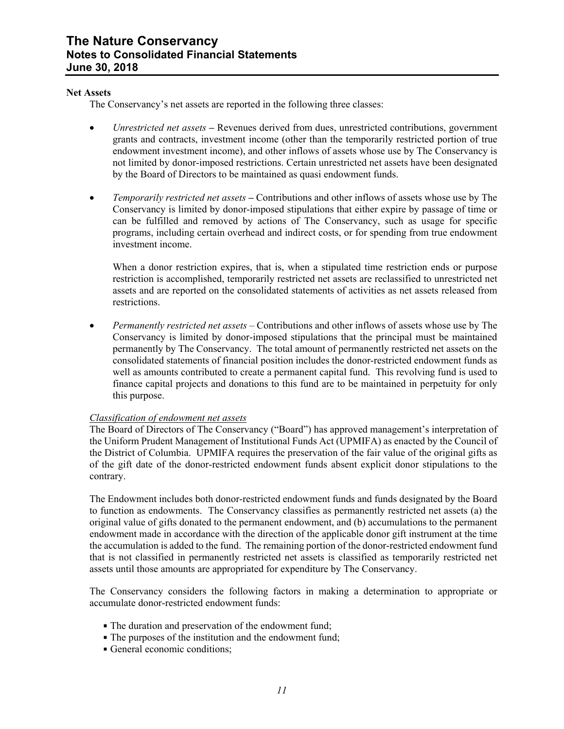**Net Assets**

The Conservancy's net assets are reported in the following three classes:

- *Unrestricted net assets* **–** Revenues derived from dues, unrestricted contributions, government grants and contracts, investment income (other than the temporarily restricted portion of true endowment investment income), and other inflows of assets whose use by The Conservancy is not limited by donor-imposed restrictions. Certain unrestricted net assets have been designated by the Board of Directors to be maintained as quasi endowment funds.

- *Temporarily restricted net assets* **–** Contributions and other inflows of assets whose use by The Conservancy is limited by donor-imposed stipulations that either expire by passage of time or can be fulfilled and removed by actions of The Conservancy, such as usage for specific programs, including certain overhead and indirect costs, or for spending from true endowment investment income.

  When a donor restriction expires, that is, when a stipulated time restriction ends or purpose restriction is accomplished, temporarily restricted net assets are reclassified to unrestricted net assets and are reported on the consolidated statements of activities as net assets released from restrictions.

- *Permanently restricted net assets* – Contributions and other inflows of assets whose use by The Conservancy is limited by donor-imposed stipulations that the principal must be maintained permanently by The Conservancy. The total amount of permanently restricted net assets on the consolidated statements of financial position includes the donor-restricted endowment funds as well as amounts contributed to create a permanent capital fund. This revolving fund is used to finance capital projects and donations to this fund are to be maintained in perpetuity for only this purpose.

*Classification of endowment net assets*

The Board of Directors of The Conservancy ("Board") has approved management's interpretation of the Uniform Prudent Management of Institutional Funds Act (UPMIFA) as enacted by the Council of the District of Columbia. UPMIFA requires the preservation of the fair value of the original gifts as of the gift date of the donor-restricted endowment funds absent explicit donor stipulations to the contrary.

The Endowment includes both donor-restricted endowment funds and funds designated by the Board to function as endowments. The Conservancy classifies as permanently restricted net assets (a) the original value of gifts donated to the permanent endowment, and (b) accumulations to the permanent endowment made in accordance with the direction of the applicable donor gift instrument at the time the accumulation is added to the fund. The remaining portion of the donor-restricted endowment fund that is not classified in permanently restricted net assets is classified as temporarily restricted net assets until those amounts are appropriated for expenditure by The Conservancy.

The Conservancy considers the following factors in making a determination to appropriate or accumulate donor-restricted endowment funds:

- The duration and preservation of the endowment fund;
- The purposes of the institution and the endowment fund;
- General economic conditions;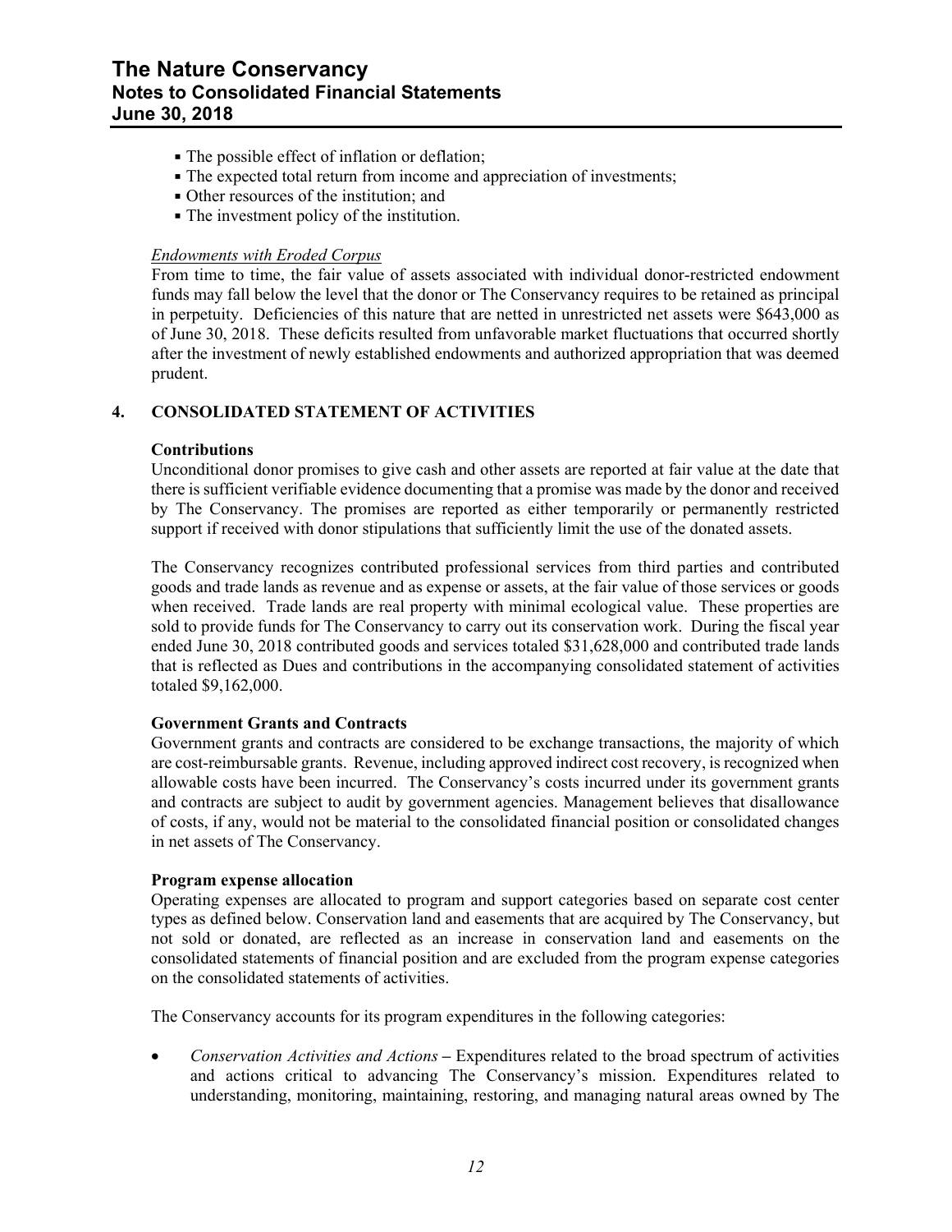- The possible effect of inflation or deflation;
- The expected total return from income and appreciation of investments;
- Other resources of the institution; and
- The investment policy of the institution.

*Endowments with Eroded Corpus*

From time to time, the fair value of assets associated with individual donor-restricted endowment funds may fall below the level that the donor or The Conservancy requires to be retained as principal in perpetuity. Deficiencies of this nature that are netted in unrestricted net assets were $643,000 as of June 30, 2018. These deficits resulted from unfavorable market fluctuations that occurred shortly after the investment of newly established endowments and authorized appropriation that was deemed prudent.

## 4. CONSOLIDATED STATEMENT OF ACTIVITIES

**Contributions**

Unconditional donor promises to give cash and other assets are reported at fair value at the date that there is sufficient verifiable evidence documenting that a promise was made by the donor and received by The Conservancy. The promises are reported as either temporarily or permanently restricted support if received with donor stipulations that sufficiently limit the use of the donated assets.

The Conservancy recognizes contributed professional services from third parties and contributed goods and trade lands as revenue and as expense or assets, at the fair value of those services or goods when received. Trade lands are real property with minimal ecological value. These properties are sold to provide funds for The Conservancy to carry out its conservation work. During the fiscal year ended June 30, 2018 contributed goods and services totaled $31,628,000 and contributed trade lands that is reflected as Dues and contributions in the accompanying consolidated statement of activities totaled $9,162,000.

**Government Grants and Contracts**

Government grants and contracts are considered to be exchange transactions, the majority of which are cost-reimbursable grants. Revenue, including approved indirect cost recovery, is recognized when allowable costs have been incurred. The Conservancy's costs incurred under its government grants and contracts are subject to audit by government agencies. Management believes that disallowance of costs, if any, would not be material to the consolidated financial position or consolidated changes in net assets of The Conservancy.

**Program expense allocation**

Operating expenses are allocated to program and support categories based on separate cost center types as defined below. Conservation land and easements that are acquired by The Conservancy, but not sold or donated, are reflected as an increase in conservation land and easements on the consolidated statements of financial position and are excluded from the program expense categories on the consolidated statements of activities.

The Conservancy accounts for its program expenditures in the following categories:

- *Conservation Activities and Actions* – Expenditures related to the broad spectrum of activities and actions critical to advancing The Conservancy's mission. Expenditures related to understanding, monitoring, maintaining, restoring, and managing natural areas owned by The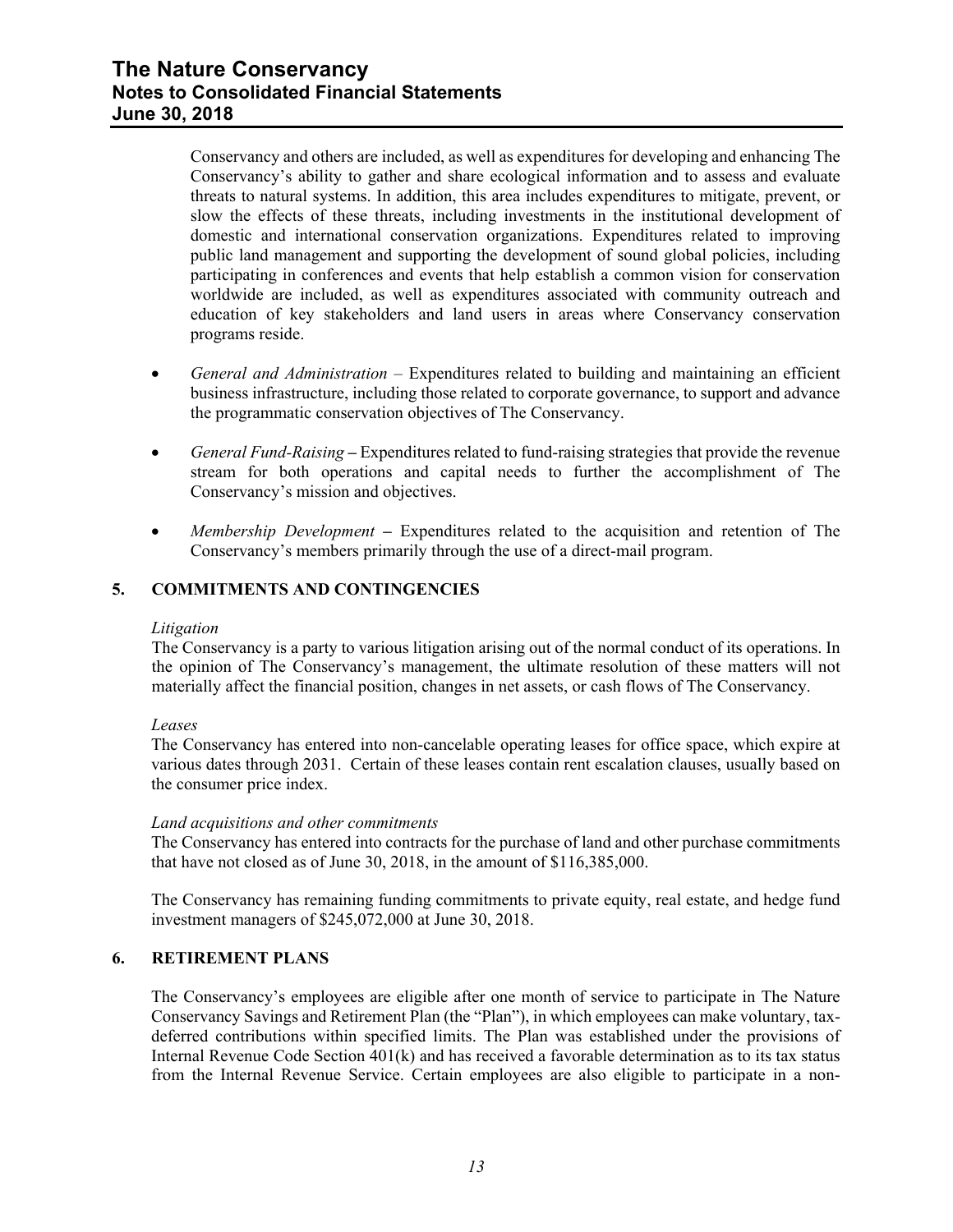Conservancy and others are included, as well as expenditures for developing and enhancing The Conservancy's ability to gather and share ecological information and to assess and evaluate threats to natural systems. In addition, this area includes expenditures to mitigate, prevent, or slow the effects of these threats, including investments in the institutional development of domestic and international conservation organizations. Expenditures related to improving public land management and supporting the development of sound global policies, including participating in conferences and events that help establish a common vision for conservation worldwide are included, as well as expenditures associated with community outreach and education of key stakeholders and land users in areas where Conservancy conservation programs reside.

- *General and Administration* – Expenditures related to building and maintaining an efficient business infrastructure, including those related to corporate governance, to support and advance the programmatic conservation objectives of The Conservancy.

- *General Fund-Raising* **–** Expenditures related to fund-raising strategies that provide the revenue stream for both operations and capital needs to further the accomplishment of The Conservancy's mission and objectives.

- *Membership Development* **–** Expenditures related to the acquisition and retention of The Conservancy's members primarily through the use of a direct-mail program.

## 5. COMMITMENTS AND CONTINGENCIES

*Litigation*

The Conservancy is a party to various litigation arising out of the normal conduct of its operations. In the opinion of The Conservancy's management, the ultimate resolution of these matters will not materially affect the financial position, changes in net assets, or cash flows of The Conservancy.

*Leases*

The Conservancy has entered into non-cancelable operating leases for office space, which expire at various dates through 2031. Certain of these leases contain rent escalation clauses, usually based on the consumer price index.

*Land acquisitions and other commitments*

The Conservancy has entered into contracts for the purchase of land and other purchase commitments that have not closed as of June 30, 2018, in the amount of $116,385,000.

The Conservancy has remaining funding commitments to private equity, real estate, and hedge fund investment managers of $245,072,000 at June 30, 2018.

## 6. RETIREMENT PLANS

The Conservancy's employees are eligible after one month of service to participate in The Nature Conservancy Savings and Retirement Plan (the "Plan"), in which employees can make voluntary, tax-deferred contributions within specified limits. The Plan was established under the provisions of Internal Revenue Code Section 401(k) and has received a favorable determination as to its tax status from the Internal Revenue Service. Certain employees are also eligible to participate in a non-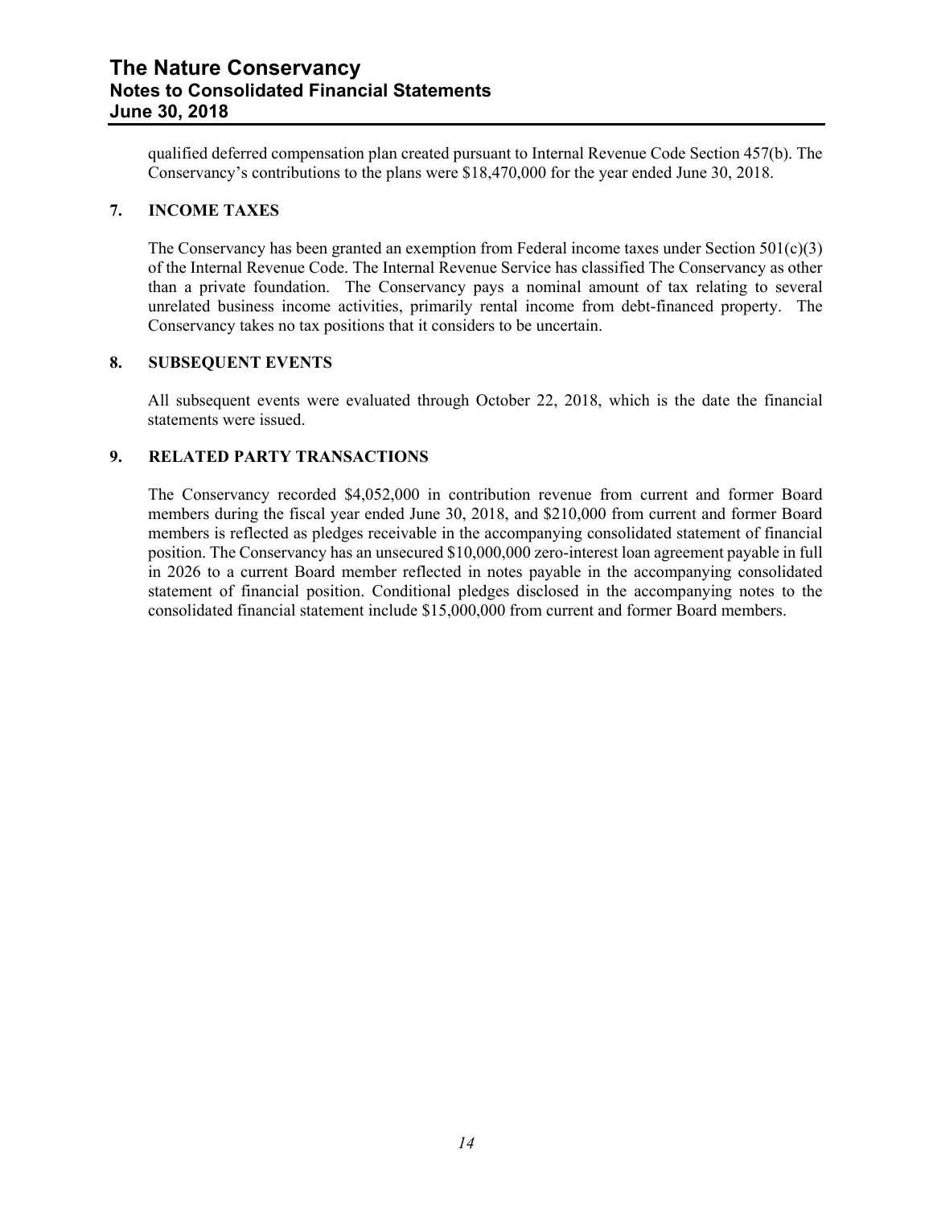qualified deferred compensation plan created pursuant to Internal Revenue Code Section 457(b). The Conservancy's contributions to the plans were $18,470,000 for the year ended June 30, 2018.

## 7. INCOME TAXES

The Conservancy has been granted an exemption from Federal income taxes under Section 501(c)(3) of the Internal Revenue Code. The Internal Revenue Service has classified The Conservancy as other than a private foundation. The Conservancy pays a nominal amount of tax relating to several unrelated business income activities, primarily rental income from debt-financed property. The Conservancy takes no tax positions that it considers to be uncertain.

## 8. SUBSEQUENT EVENTS

All subsequent events were evaluated through October 22, 2018, which is the date the financial statements were issued.

## 9. RELATED PARTY TRANSACTIONS

The Conservancy recorded $4,052,000 in contribution revenue from current and former Board members during the fiscal year ended June 30, 2018, and $210,000 from current and former Board members is reflected as pledges receivable in the accompanying consolidated statement of financial position. The Conservancy has an unsecured $10,000,000 zero-interest loan agreement payable in full in 2026 to a current Board member reflected in notes payable in the accompanying consolidated statement of financial position. Conditional pledges disclosed in the accompanying notes to the consolidated financial statement include $15,000,000 from current and former Board members.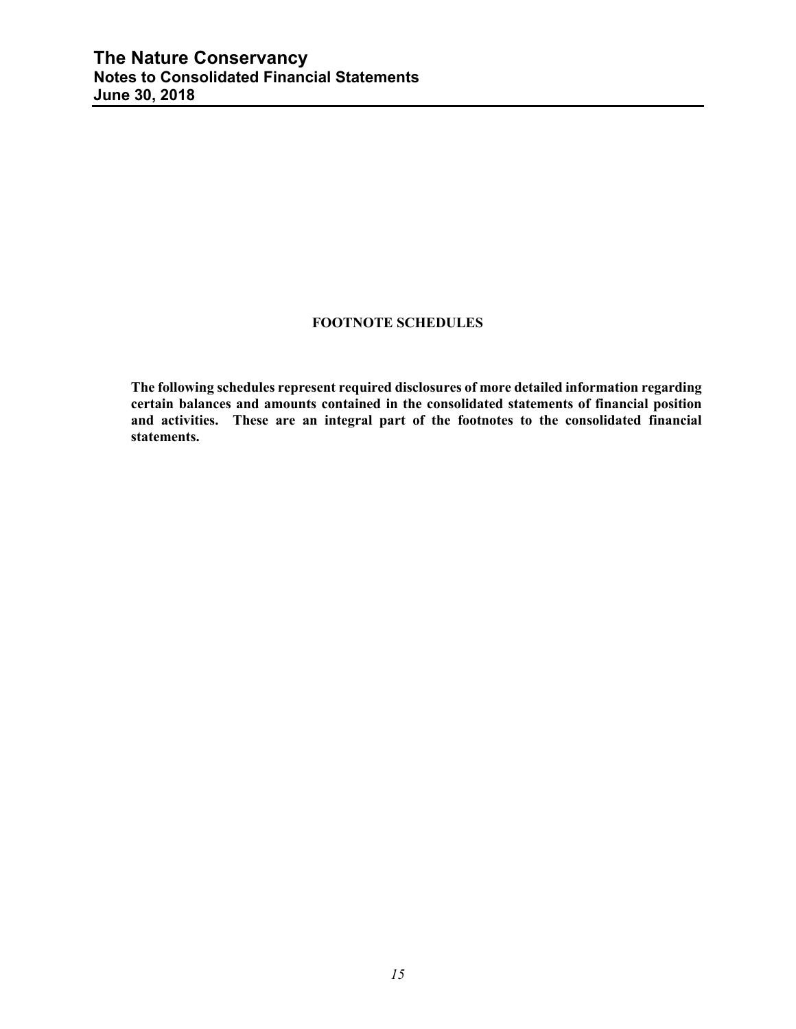## FOOTNOTE SCHEDULES

**The following schedules represent required disclosures of more detailed information regarding certain balances and amounts contained in the consolidated statements of financial position and activities. These are an integral part of the footnotes to the consolidated financial statements.**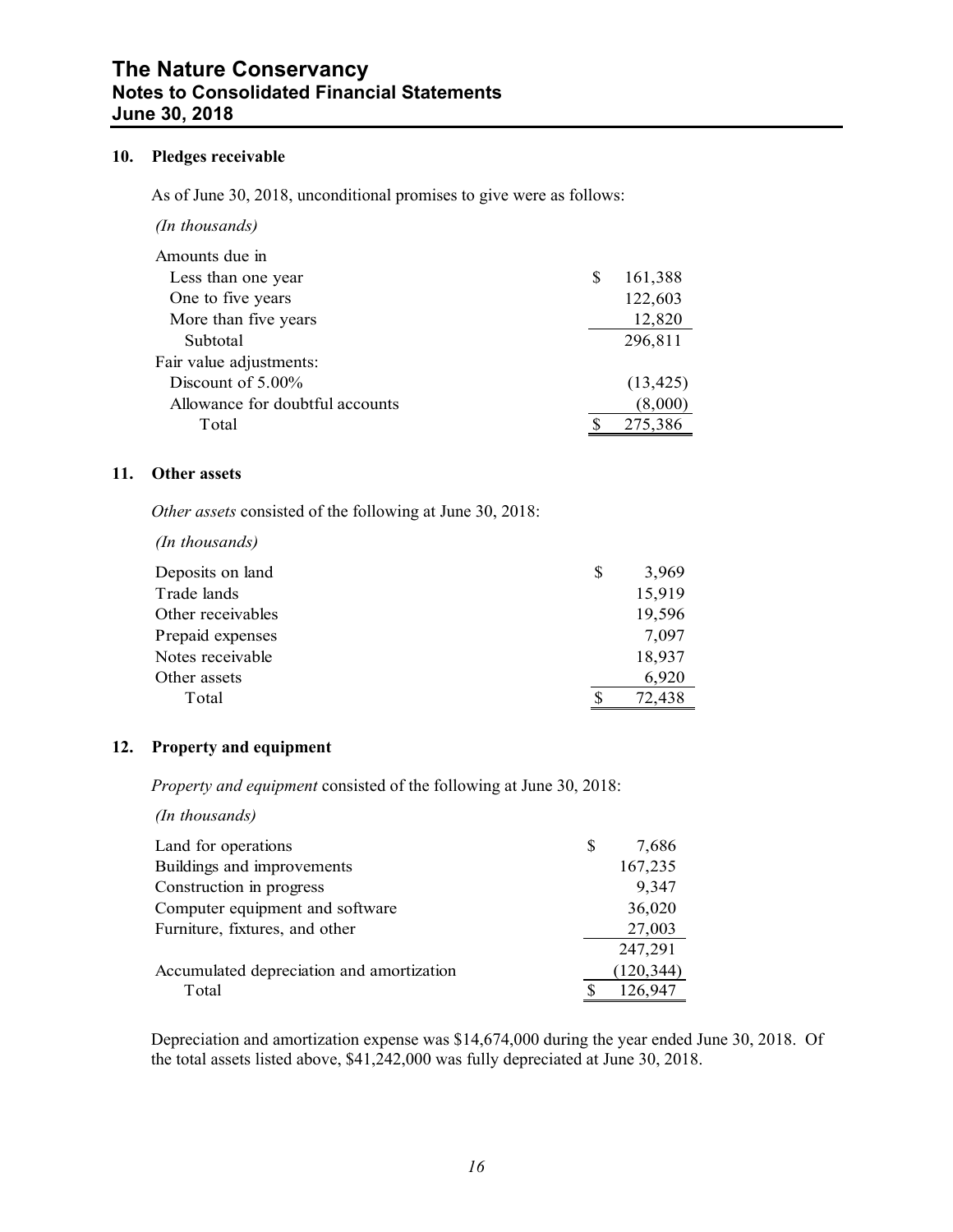## 10. Pledges receivable

As of June 30, 2018, unconditional promises to give were as follows:

*(In thousands)*

| | |
|---|---|
| Amounts due in | |
| Less than one year | $ 161,388 |
| One to five years | 122,603 |
| More than five years | 12,820 |
| Subtotal | 296,811 |
| Fair value adjustments: | |
| Discount of 5.00% | (13,425) |
| Allowance for doubtful accounts | (8,000) |
| Total | $ 275,386 |

## 11. Other assets

*Other assets* consisted of the following at June 30, 2018:

*(In thousands)*

| | |
|---|---|
| Deposits on land | $ 3,969 |
| Trade lands | 15,919 |
| Other receivables | 19,596 |
| Prepaid expenses | 7,097 |
| Notes receivable | 18,937 |
| Other assets | 6,920 |
| Total | $ 72,438 |

## 12. Property and equipment

*Property and equipment* consisted of the following at June 30, 2018:

*(In thousands)*

| | |
|---|---|
| Land for operations | $ 7,686 |
| Buildings and improvements | 167,235 |
| Construction in progress | 9,347 |
| Computer equipment and software | 36,020 |
| Furniture, fixtures, and other | 27,003 |
| | 247,291 |
| Accumulated depreciation and amortization | (120,344) |
| Total | $ 126,947 |

Depreciation and amortization expense was $14,674,000 during the year ended June 30, 2018. Of the total assets listed above, $41,242,000 was fully depreciated at June 30, 2018.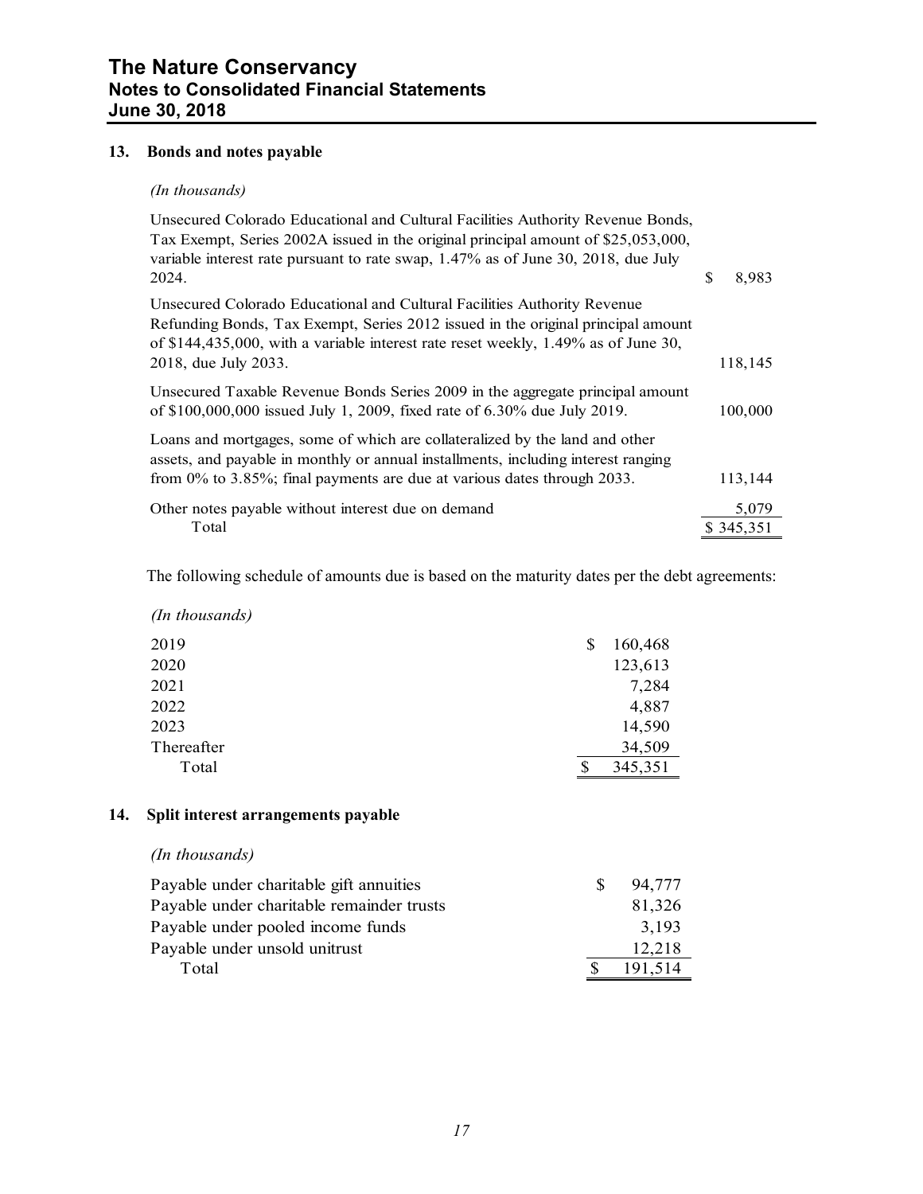### 13. Bonds and notes payable

*(In thousands)*

| | |
|---|---|
| Unsecured Colorado Educational and Cultural Facilities Authority Revenue Bonds, Tax Exempt, Series 2002A issued in the original principal amount of $25,053,000, variable interest rate pursuant to rate swap, 1.47% as of June 30, 2018, due July 2024. | $ 8,983 |
| Unsecured Colorado Educational and Cultural Facilities Authority Revenue Refunding Bonds, Tax Exempt, Series 2012 issued in the original principal amount of $144,435,000, with a variable interest rate reset weekly, 1.49% as of June 30, 2018, due July 2033. | 118,145 |
| Unsecured Taxable Revenue Bonds Series 2009 in the aggregate principal amount of $100,000,000 issued July 1, 2009, fixed rate of 6.30% due July 2019. | 100,000 |
| Loans and mortgages, some of which are collateralized by the land and other assets, and payable in monthly or annual installments, including interest ranging from 0% to 3.85%; final payments are due at various dates through 2033. | 113,144 |
| Other notes payable without interest due on demand | 5,079 |
| Total | $ 345,351 |

The following schedule of amounts due is based on the maturity dates per the debt agreements:

*(In thousands)*

| | |
|---|---|
| 2019 | $ 160,468 |
| 2020 | 123,613 |
| 2021 | 7,284 |
| 2022 | 4,887 |
| 2023 | 14,590 |
| Thereafter | 34,509 |
| Total | $ 345,351 |

### 14. Split interest arrangements payable

*(In thousands)*

| | |
|---|---|
| Payable under charitable gift annuities | $ 94,777 |
| Payable under charitable remainder trusts | 81,326 |
| Payable under pooled income funds | 3,193 |
| Payable under unsold unitrust | 12,218 |
| Total | $ 191,514 |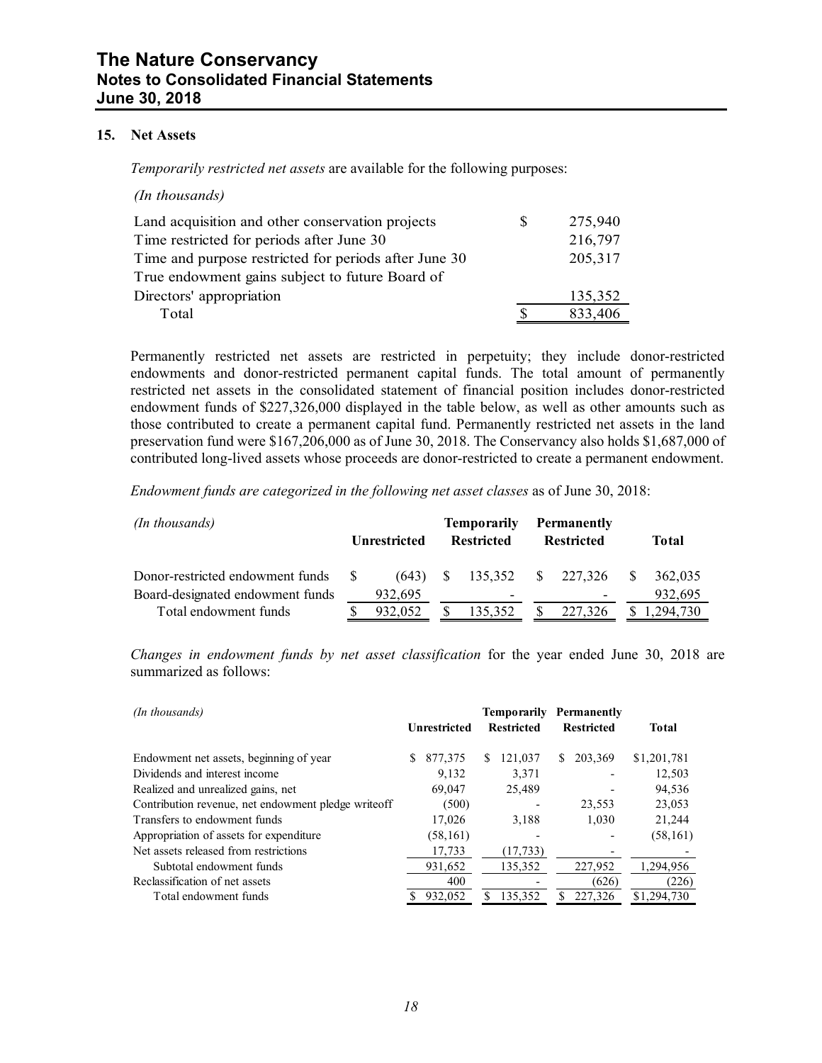## 15. Net Assets

*Temporarily restricted net assets* are available for the following purposes:

*(In thousands)*

| | |
|---|---|
| Land acquisition and other conservation projects | $ 275,940 |
| Time restricted for periods after June 30 | 216,797 |
| Time and purpose restricted for periods after June 30 | 205,317 |
| True endowment gains subject to future Board of Directors' appropriation | 135,352 |
| Total | $ 833,406 |

Permanently restricted net assets are restricted in perpetuity; they include donor-restricted endowments and donor-restricted permanent capital funds. The total amount of permanently restricted net assets in the consolidated statement of financial position includes donor-restricted endowment funds of $227,326,000 displayed in the table below, as well as other amounts such as those contributed to create a permanent capital fund. Permanently restricted net assets in the land preservation fund were $167,206,000 as of June 30, 2018. The Conservancy also holds $1,687,000 of contributed long-lived assets whose proceeds are donor-restricted to create a permanent endowment.

*Endowment funds are categorized in the following net asset classes* as of June 30, 2018:

| *(In thousands)* | Unrestricted | Temporarily Restricted | Permanently Restricted | Total |
|---|---|---|---|---|
| Donor-restricted endowment funds | $ (643) | $ 135,352 | $ 227,326 | $ 362,035 |
| Board-designated endowment funds | 932,695 | - | - | 932,695 |
| Total endowment funds | $ 932,052 | $ 135,352 | $ 227,326 | $ 1,294,730 |

*Changes in endowment funds by net asset classification* for the year ended June 30, 2018 are summarized as follows:

| *(In thousands)* | Unrestricted | Temporarily Restricted | Permanently Restricted | Total |
|---|---|---|---|---|
| Endowment net assets, beginning of year | $ 877,375 | $ 121,037 | $ 203,369 | $1,201,781 |
| Dividends and interest income | 9,132 | 3,371 | - | 12,503 |
| Realized and unrealized gains, net | 69,047 | 25,489 | - | 94,536 |
| Contribution revenue, net endowment pledge writeoff | (500) | - | 23,553 | 23,053 |
| Transfers to endowment funds | 17,026 | 3,188 | 1,030 | 21,244 |
| Appropriation of assets for expenditure | (58,161) | - | - | (58,161) |
| Net assets released from restrictions | 17,733 | (17,733) | - | - |
| Subtotal endowment funds | 931,652 | 135,352 | 227,952 | 1,294,956 |
| Reclassification of net assets | 400 | - | (626) | (226) |
| Total endowment funds | $ 932,052 | $ 135,352 | $ 227,326 | $1,294,730 |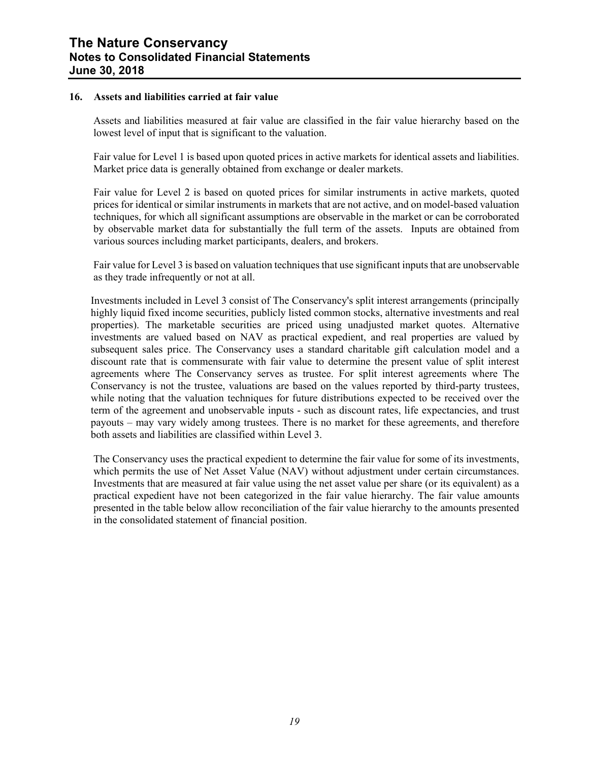### 16. Assets and liabilities carried at fair value

Assets and liabilities measured at fair value are classified in the fair value hierarchy based on the lowest level of input that is significant to the valuation.

Fair value for Level 1 is based upon quoted prices in active markets for identical assets and liabilities. Market price data is generally obtained from exchange or dealer markets.

Fair value for Level 2 is based on quoted prices for similar instruments in active markets, quoted prices for identical or similar instruments in markets that are not active, and on model-based valuation techniques, for which all significant assumptions are observable in the market or can be corroborated by observable market data for substantially the full term of the assets. Inputs are obtained from various sources including market participants, dealers, and brokers.

Fair value for Level 3 is based on valuation techniques that use significant inputs that are unobservable as they trade infrequently or not at all.

Investments included in Level 3 consist of The Conservancy's split interest arrangements (principally highly liquid fixed income securities, publicly listed common stocks, alternative investments and real properties). The marketable securities are priced using unadjusted market quotes. Alternative investments are valued based on NAV as practical expedient, and real properties are valued by subsequent sales price. The Conservancy uses a standard charitable gift calculation model and a discount rate that is commensurate with fair value to determine the present value of split interest agreements where The Conservancy serves as trustee. For split interest agreements where The Conservancy is not the trustee, valuations are based on the values reported by third-party trustees, while noting that the valuation techniques for future distributions expected to be received over the term of the agreement and unobservable inputs - such as discount rates, life expectancies, and trust payouts – may vary widely among trustees. There is no market for these agreements, and therefore both assets and liabilities are classified within Level 3.

The Conservancy uses the practical expedient to determine the fair value for some of its investments, which permits the use of Net Asset Value (NAV) without adjustment under certain circumstances. Investments that are measured at fair value using the net asset value per share (or its equivalent) as a practical expedient have not been categorized in the fair value hierarchy. The fair value amounts presented in the table below allow reconciliation of the fair value hierarchy to the amounts presented in the consolidated statement of financial position.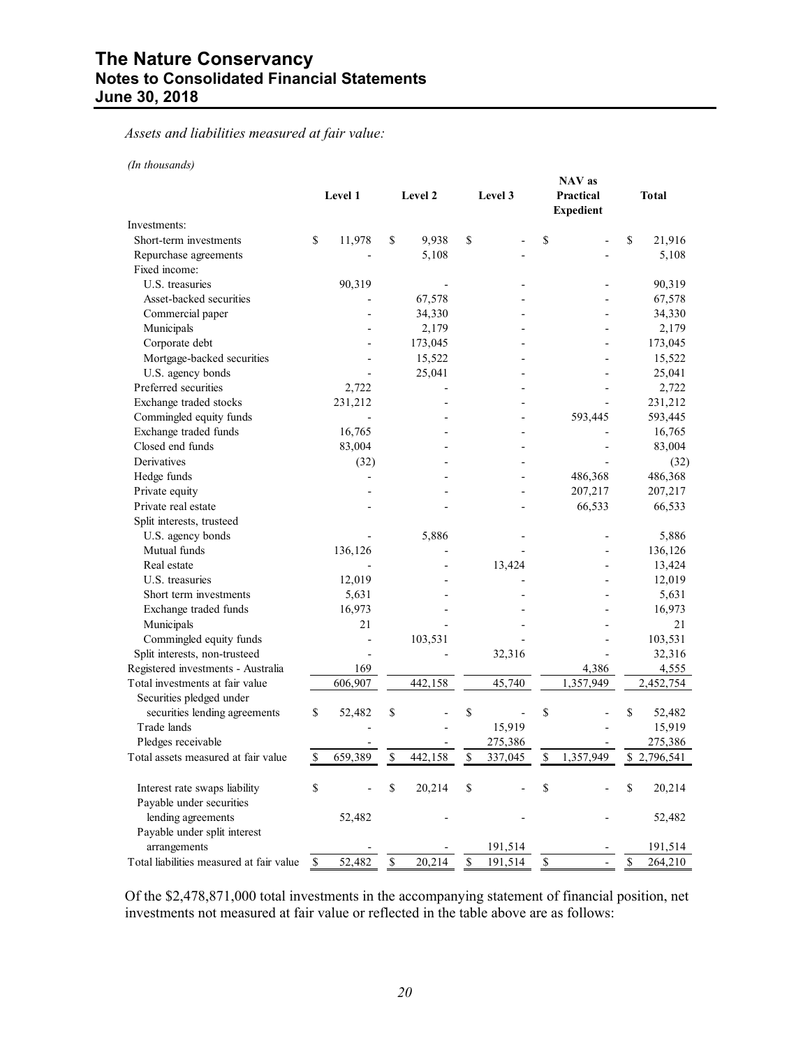*Assets and liabilities measured at fair value:*

*(In thousands)*

| | Level 1 | Level 2 | Level 3 | NAV as Practical Expedient | Total |
|---|---|---|---|---|---|
| Investments: | | | | | |
| Short-term investments | $ 11,978 | $ 9,938 | $ - | $ - | $ 21,916 |
| Repurchase agreements | - | 5,108 | - | - | 5,108 |
| Fixed income: | | | | | |
| U.S. treasuries | 90,319 | - | - | - | 90,319 |
| Asset-backed securities | - | 67,578 | - | - | 67,578 |
| Commercial paper | - | 34,330 | - | - | 34,330 |
| Municipals | - | 2,179 | - | - | 2,179 |
| Corporate debt | - | 173,045 | - | - | 173,045 |
| Mortgage-backed securities | - | 15,522 | - | - | 15,522 |
| U.S. agency bonds | - | 25,041 | - | - | 25,041 |
| Preferred securities | 2,722 | - | - | - | 2,722 |
| Exchange traded stocks | 231,212 | - | - | - | 231,212 |
| Commingled equity funds | - | - | - | 593,445 | 593,445 |
| Exchange traded funds | 16,765 | - | - | - | 16,765 |
| Closed end funds | 83,004 | - | - | - | 83,004 |
| Derivatives | (32) | - | - | - | (32) |
| Hedge funds | - | - | - | 486,368 | 486,368 |
| Private equity | - | - | - | 207,217 | 207,217 |
| Private real estate | - | - | - | 66,533 | 66,533 |
| Split interests, trusteed | | | | | |
| U.S. agency bonds | - | 5,886 | - | - | 5,886 |
| Mutual funds | 136,126 | - | - | - | 136,126 |
| Real estate | - | - | 13,424 | - | 13,424 |
| U.S. treasuries | 12,019 | - | - | - | 12,019 |
| Short term investments | 5,631 | - | - | - | 5,631 |
| Exchange traded funds | 16,973 | - | - | - | 16,973 |
| Municipals | 21 | - | - | - | 21 |
| Commingled equity funds | - | 103,531 | - | - | 103,531 |
| Split interests, non-trusteed | - | - | 32,316 | - | 32,316 |
| Registered investments - Australia | 169 | | | 4,386 | 4,555 |
| Total investments at fair value | 606,907 | 442,158 | 45,740 | 1,357,949 | 2,452,754 |
| Securities pledged under securities lending agreements | $ 52,482 | $ - | $ - | $ - | $ 52,482 |
| Trade lands | - | - | 15,919 | - | 15,919 |
| Pledges receivable | - | - | 275,386 | - | 275,386 |
| Total assets measured at fair value | $ 659,389 | $ 442,158 | $ 337,045 | $ 1,357,949 | $ 2,796,541 |
| | | | | | |
| Interest rate swaps liability | $ - | $ 20,214 | $ - | $ - | $ 20,214 |
| Payable under securities lending agreements | 52,482 | - | - | - | 52,482 |
| Payable under split interest arrangements | - | - | 191,514 | - | 191,514 |
| Total liabilities measured at fair value | $ 52,482 | $ 20,214 | $ 191,514 | $ - | $ 264,210 |

Of the $2,478,871,000 total investments in the accompanying statement of financial position, net investments not measured at fair value or reflected in the table above are as follows: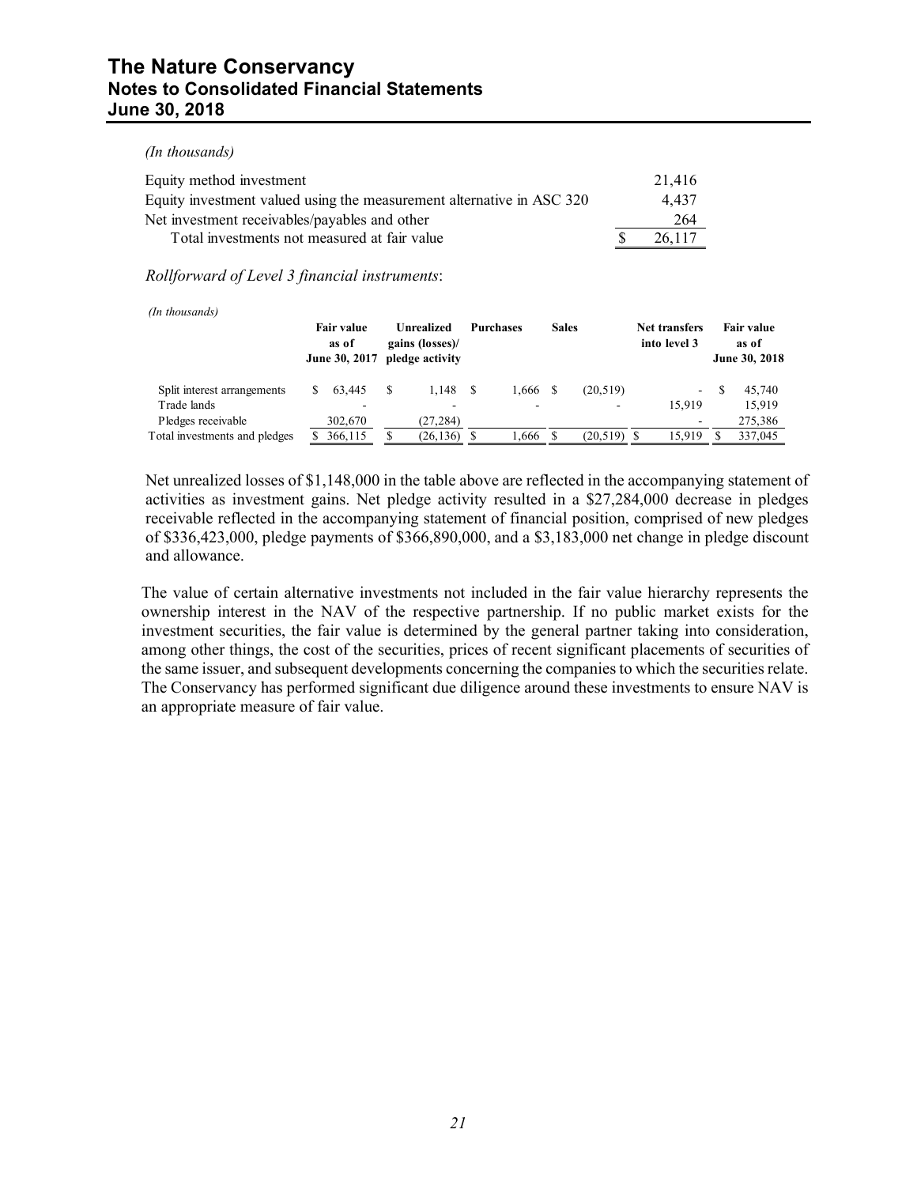*(In thousands)*

| | |
|---|---|
| Equity method investment | 21,416 |
| Equity investment valued using the measurement alternative in ASC 320 | 4,437 |
| Net investment receivables/payables and other | 264 |
| Total investments not measured at fair value | $ 26,117 |

*Rollforward of Level 3 financial instruments*:

*(In thousands)*

| | Fair value as of June 30, 2017 | Unrealized gains (losses)/ pledge activity | Purchases | Sales | Net transfers into level 3 | Fair value as of June 30, 2018 |
|---|---|---|---|---|---|---|
| Split interest arrangements | $ 63,445 | $ 1,148 | $ 1,666 | $ (20,519) | - | $ 45,740 |
| Trade lands | - | - | - | - | 15,919 | 15,919 |
| Pledges receivable | 302,670 | (27,284) | | | - | 275,386 |
| Total investments and pledges | $ 366,115 | $ (26,136) | $ 1,666 | $ (20,519) | $ 15,919 | $ 337,045 |

Net unrealized losses of $1,148,000 in the table above are reflected in the accompanying statement of activities as investment gains. Net pledge activity resulted in a $27,284,000 decrease in pledges receivable reflected in the accompanying statement of financial position, comprised of new pledges of $336,423,000, pledge payments of $366,890,000, and a $3,183,000 net change in pledge discount and allowance.

The value of certain alternative investments not included in the fair value hierarchy represents the ownership interest in the NAV of the respective partnership. If no public market exists for the investment securities, the fair value is determined by the general partner taking into consideration, among other things, the cost of the securities, prices of recent significant placements of securities of the same issuer, and subsequent developments concerning the companies to which the securities relate. The Conservancy has performed significant due diligence around these investments to ensure NAV is an appropriate measure of fair value.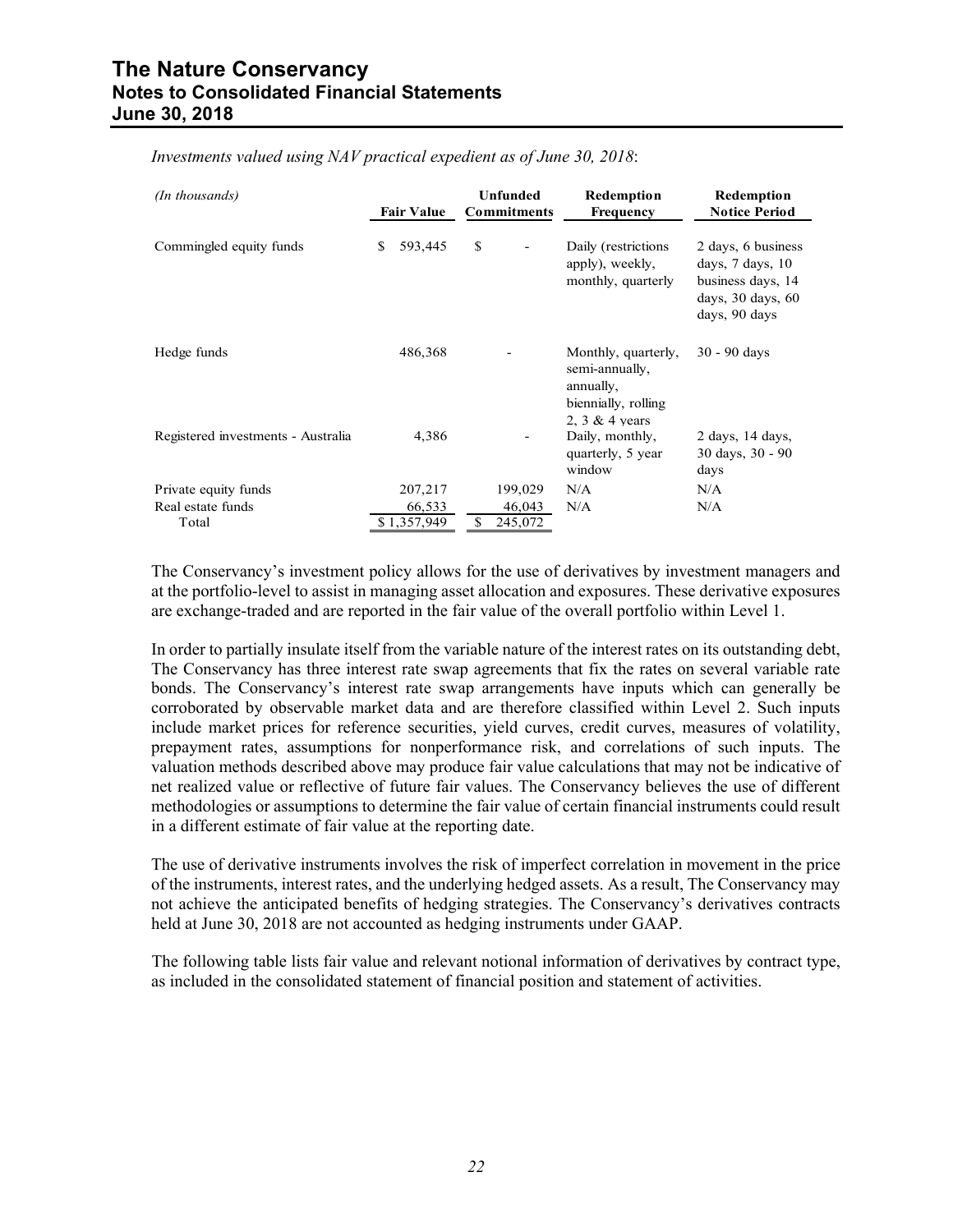*Investments valued using NAV practical expedient as of June 30, 2018*:

| *(In thousands)* | Fair Value | Unfunded Commitments | Redemption Frequency | Redemption Notice Period |
|---|---|---|---|---|
| Commingled equity funds | $ 593,445 | $ - | Daily (restrictions apply), weekly, monthly, quarterly | 2 days, 6 business days, 7 days, 10 business days, 14 days, 30 days, 60 days, 90 days |
| Hedge funds | 486,368 | - | Monthly, quarterly, semi-annually, annually, biennially, rolling 2, 3 & 4 years | 30 - 90 days |
| Registered investments - Australia | 4,386 | - | Daily, monthly, quarterly, 5 year window | 2 days, 14 days, 30 days, 30 - 90 days |
| Private equity funds | 207,217 | 199,029 | N/A | N/A |
| Real estate funds | 66,533 | 46,043 | N/A | N/A |
| Total | $ 1,357,949 | $ 245,072 | | |

The Conservancy's investment policy allows for the use of derivatives by investment managers and at the portfolio-level to assist in managing asset allocation and exposures. These derivative exposures are exchange-traded and are reported in the fair value of the overall portfolio within Level 1.

In order to partially insulate itself from the variable nature of the interest rates on its outstanding debt, The Conservancy has three interest rate swap agreements that fix the rates on several variable rate bonds. The Conservancy's interest rate swap arrangements have inputs which can generally be corroborated by observable market data and are therefore classified within Level 2. Such inputs include market prices for reference securities, yield curves, credit curves, measures of volatility, prepayment rates, assumptions for nonperformance risk, and correlations of such inputs. The valuation methods described above may produce fair value calculations that may not be indicative of net realized value or reflective of future fair values. The Conservancy believes the use of different methodologies or assumptions to determine the fair value of certain financial instruments could result in a different estimate of fair value at the reporting date.

The use of derivative instruments involves the risk of imperfect correlation in movement in the price of the instruments, interest rates, and the underlying hedged assets. As a result, The Conservancy may not achieve the anticipated benefits of hedging strategies. The Conservancy's derivatives contracts held at June 30, 2018 are not accounted as hedging instruments under GAAP.

The following table lists fair value and relevant notional information of derivatives by contract type, as included in the consolidated statement of financial position and statement of activities.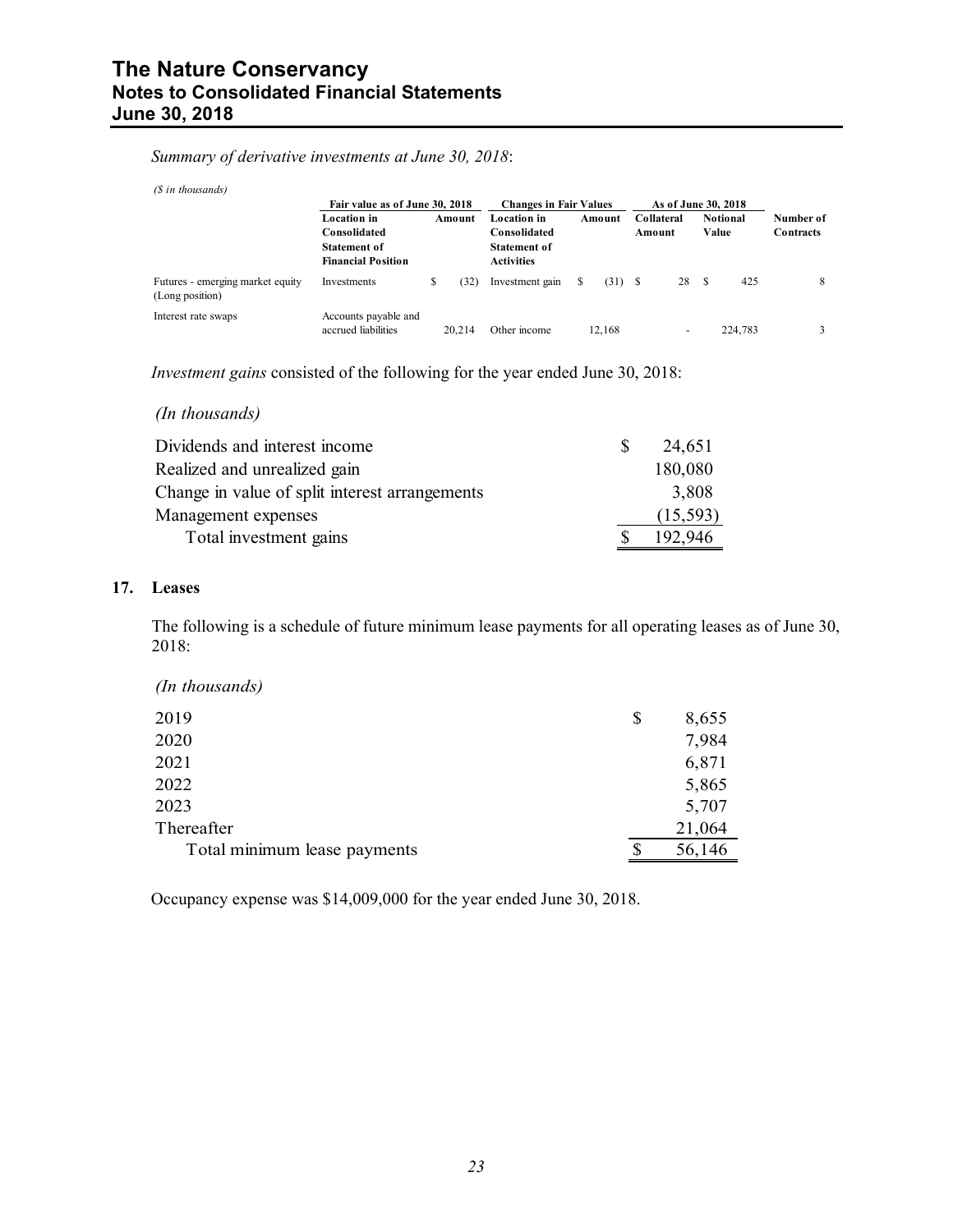*Summary of derivative investments at June 30, 2018*:

*($ in thousands)*

| | Fair value as of June 30, 2018 | | Changes in Fair Values | | As of June 30, 2018 | | |
|---|---|---|---|---|---|---|---|
| | Location in Consolidated Statement of Financial Position | Amount | Location in Consolidated Statement of Activities | Amount | Collateral Amount | Notional Value | Number of Contracts |
| Futures - emerging market equity (Long position) | Investments | $ (32) | Investment gain | $ (31) | $ 28 | $ 425 | 8 |
| Interest rate swaps | Accounts payable and accrued liabilities | 20,214 | Other income | 12,168 | - | 224,783 | 3 |

*Investment gains* consisted of the following for the year ended June 30, 2018:

*(In thousands)*

| | |
|---|---|
| Dividends and interest income | $ 24,651 |
| Realized and unrealized gain | 180,080 |
| Change in value of split interest arrangements | 3,808 |
| Management expenses | (15,593) |
| Total investment gains | $ 192,946 |

## 17. Leases

The following is a schedule of future minimum lease payments for all operating leases as of June 30, 2018:

*(In thousands)*

| | |
|---|---|
| 2019 | $ 8,655 |
| 2020 | 7,984 |
| 2021 | 6,871 |
| 2022 | 5,865 |
| 2023 | 5,707 |
| Thereafter | 21,064 |
| Total minimum lease payments | $ 56,146 |

Occupancy expense was $14,009,000 for the year ended June 30, 2018.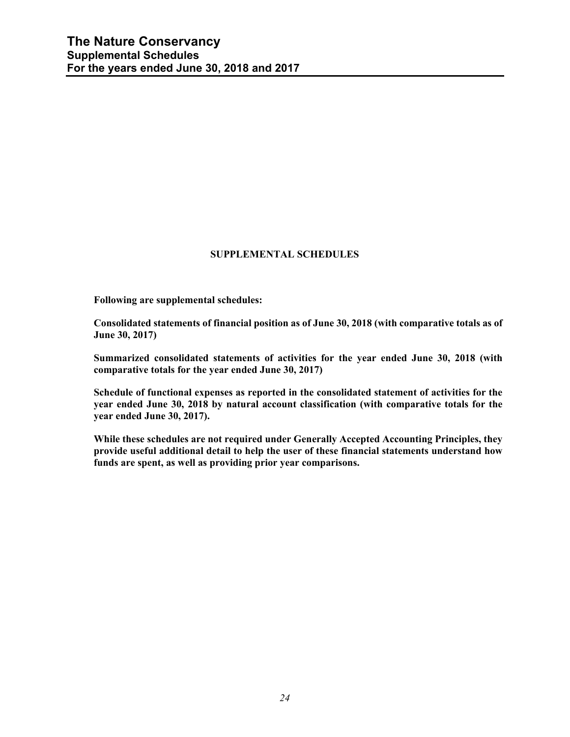# The Nature Conservancy
## Supplemental Schedules
## For the years ended June 30, 2018 and 2017

### SUPPLEMENTAL SCHEDULES

**Following are supplemental schedules:**

**Consolidated statements of financial position as of June 30, 2018 (with comparative totals as of June 30, 2017)**

**Summarized consolidated statements of activities for the year ended June 30, 2018 (with comparative totals for the year ended June 30, 2017)**

**Schedule of functional expenses as reported in the consolidated statement of activities for the year ended June 30, 2018 by natural account classification (with comparative totals for the year ended June 30, 2017).**

**While these schedules are not required under Generally Accepted Accounting Principles, they provide useful additional detail to help the user of these financial statements understand how funds are spent, as well as providing prior year comparisons.**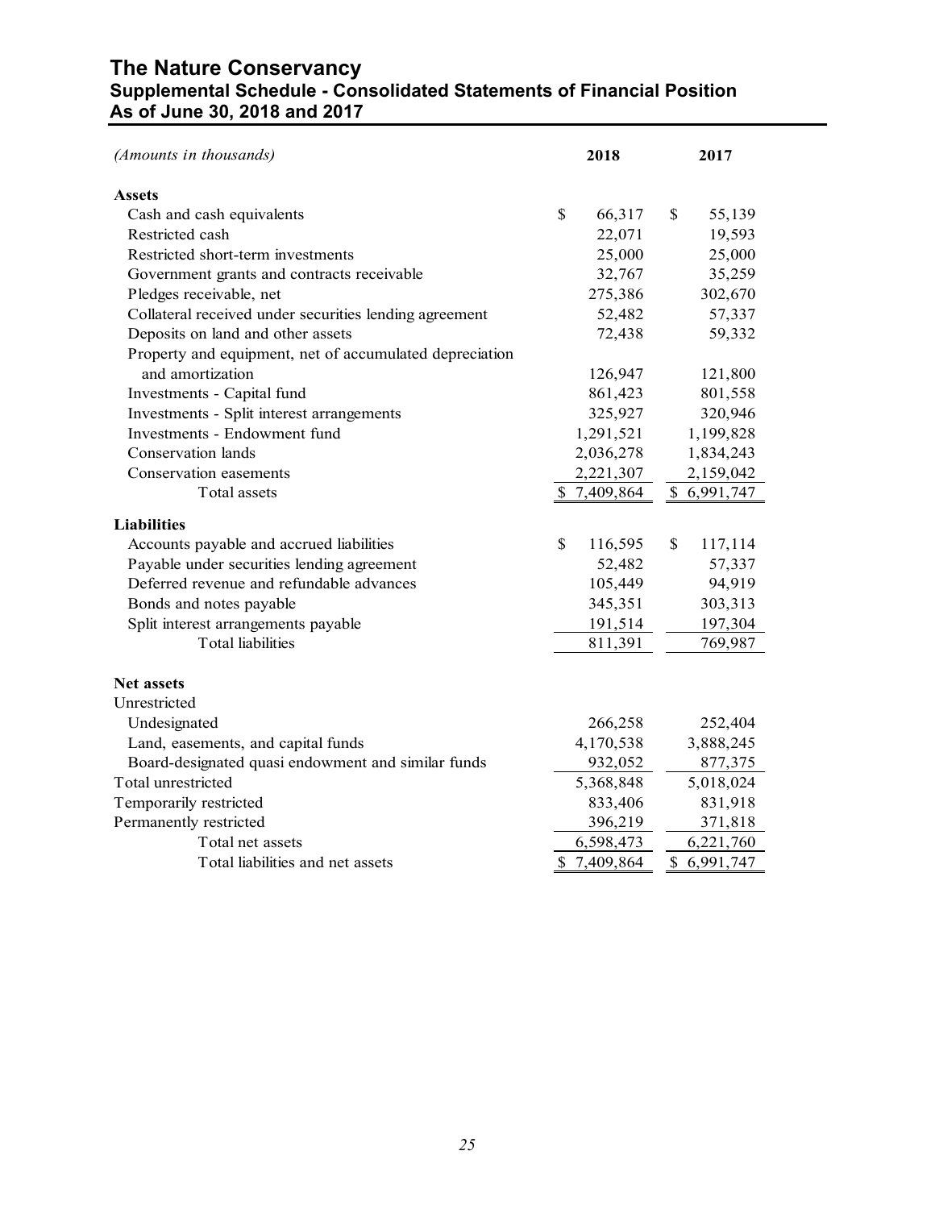# The Nature Conservancy
## Supplemental Schedule - Consolidated Statements of Financial Position
## As of June 30, 2018 and 2017

| *(Amounts in thousands)* | 2018 | 2017 |
|---|---|---|
| **Assets** | | |
| Cash and cash equivalents | $ 66,317 | $ 55,139 |
| Restricted cash | 22,071 | 19,593 |
| Restricted short-term investments | 25,000 | 25,000 |
| Government grants and contracts receivable | 32,767 | 35,259 |
| Pledges receivable, net | 275,386 | 302,670 |
| Collateral received under securities lending agreement | 52,482 | 57,337 |
| Deposits on land and other assets | 72,438 | 59,332 |
| Property and equipment, net of accumulated depreciation and amortization | 126,947 | 121,800 |
| Investments - Capital fund | 861,423 | 801,558 |
| Investments - Split interest arrangements | 325,927 | 320,946 |
| Investments - Endowment fund | 1,291,521 | 1,199,828 |
| Conservation lands | 2,036,278 | 1,834,243 |
| Conservation easements | 2,221,307 | 2,159,042 |
| Total assets | $ 7,409,864 | $ 6,991,747 |
| **Liabilities** | | |
| Accounts payable and accrued liabilities | $ 116,595 | $ 117,114 |
| Payable under securities lending agreement | 52,482 | 57,337 |
| Deferred revenue and refundable advances | 105,449 | 94,919 |
| Bonds and notes payable | 345,351 | 303,313 |
| Split interest arrangements payable | 191,514 | 197,304 |
| Total liabilities | 811,391 | 769,987 |
| **Net assets** | | |
| Unrestricted | | |
| Undesignated | 266,258 | 252,404 |
| Land, easements, and capital funds | 4,170,538 | 3,888,245 |
| Board-designated quasi endowment and similar funds | 932,052 | 877,375 |
| Total unrestricted | 5,368,848 | 5,018,024 |
| Temporarily restricted | 833,406 | 831,918 |
| Permanently restricted | 396,219 | 371,818 |
| Total net assets | 6,598,473 | 6,221,760 |
| Total liabilities and net assets | $ 7,409,864 | $ 6,991,747 |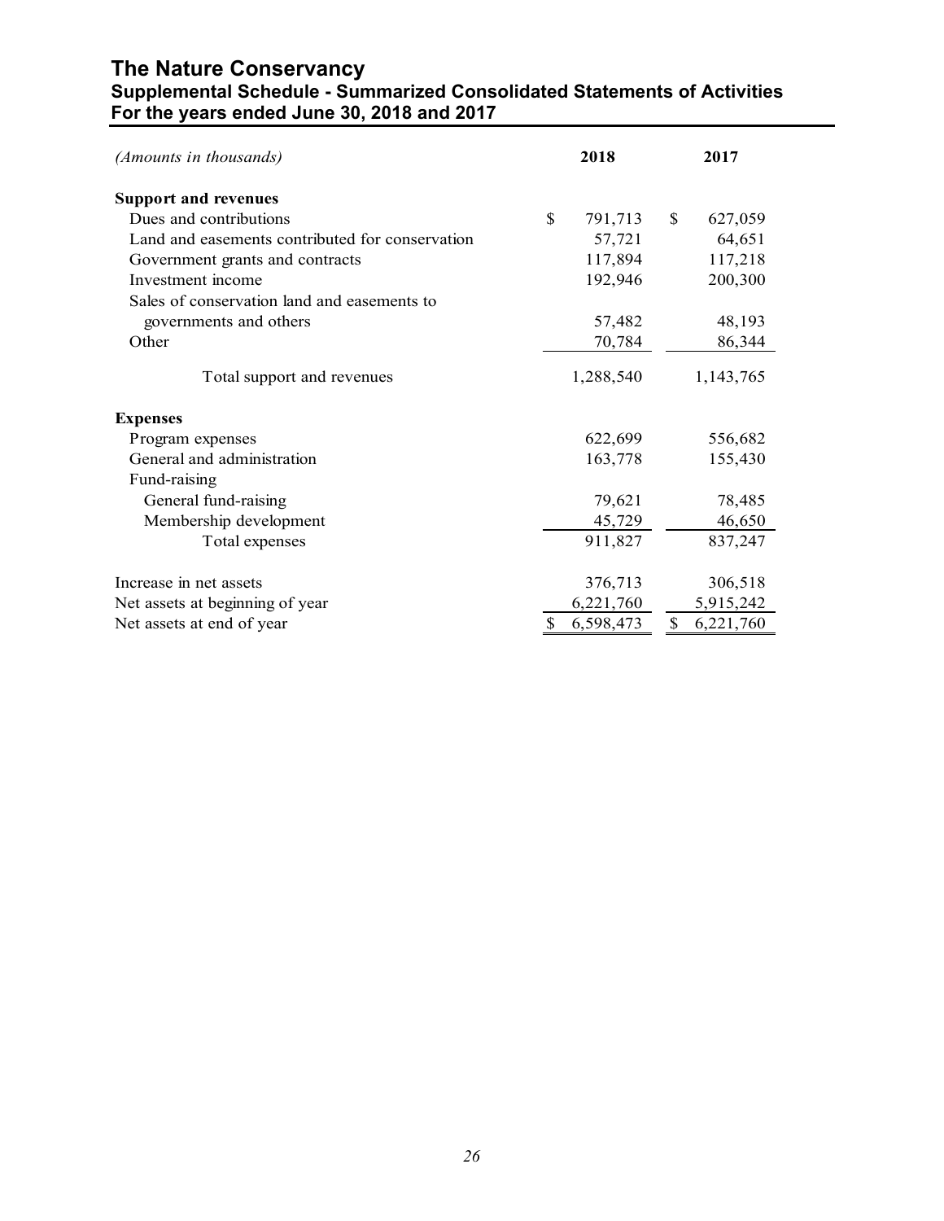# The Nature Conservancy

## Supplemental Schedule - Summarized Consolidated Statements of Activities

## For the years ended June 30, 2018 and 2017

| *(Amounts in thousands)* | 2018 | 2017 |
|---|---|---|
| **Support and revenues** | | |
| Dues and contributions | $ 791,713 | $ 627,059 |
| Land and easements contributed for conservation | 57,721 | 64,651 |
| Government grants and contracts | 117,894 | 117,218 |
| Investment income | 192,946 | 200,300 |
| Sales of conservation land and easements to governments and others | 57,482 | 48,193 |
| Other | 70,784 | 86,344 |
| Total support and revenues | 1,288,540 | 1,143,765 |
| **Expenses** | | |
| Program expenses | 622,699 | 556,682 |
| General and administration | 163,778 | 155,430 |
| Fund-raising | | |
| General fund-raising | 79,621 | 78,485 |
| Membership development | 45,729 | 46,650 |
| Total expenses | 911,827 | 837,247 |
| Increase in net assets | 376,713 | 306,518 |
| Net assets at beginning of year | 6,221,760 | 5,915,242 |
| Net assets at end of year | $ 6,598,473 | $ 6,221,760 |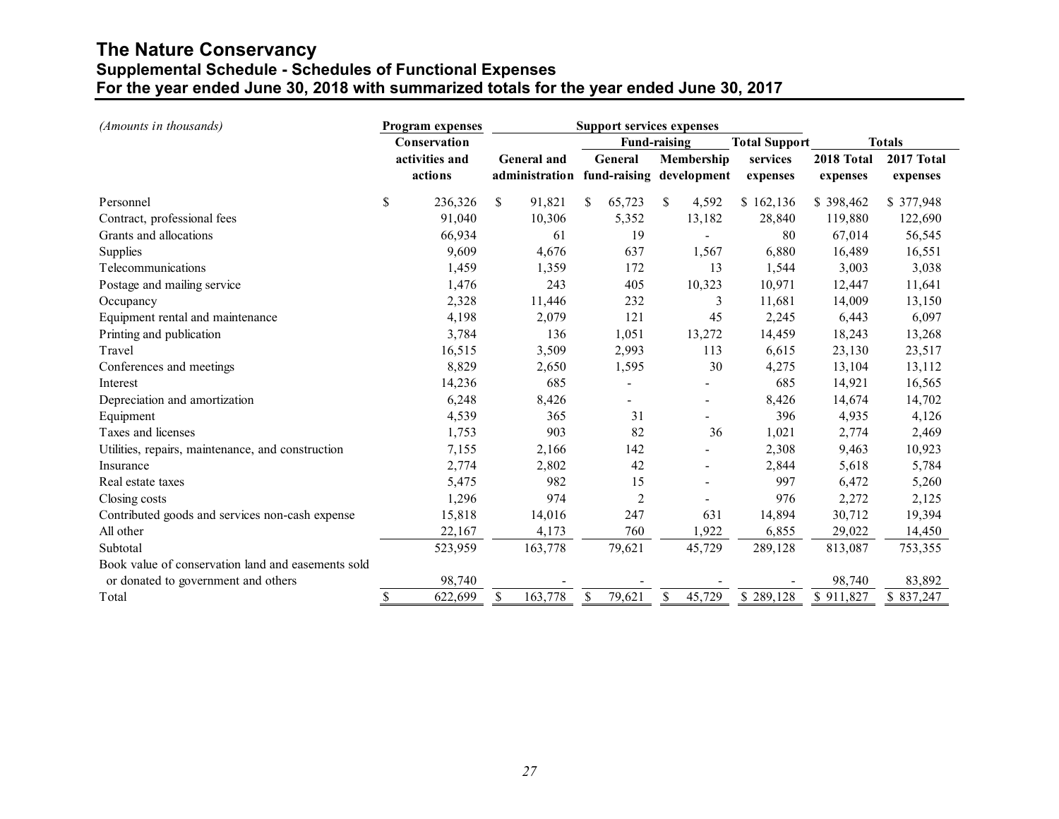# The Nature Conservancy

## Supplemental Schedule - Schedules of Functional Expenses

## For the year ended June 30, 2018 with summarized totals for the year ended June 30, 2017

| *(Amounts in thousands)* | Program expenses | Support services expenses | | | | Totals | |
|---|---|---|---|---|---|---|---|
| | Conservation activities and actions | General and administration | Fund-raising | | Total Support services expenses | 2018 Total expenses | 2017 Total expenses |
| | | | General fund-raising | Membership development | | | |
| Personnel | $ 236,326 | $ 91,821 | $ 65,723 | $ 4,592 | $ 162,136 | $ 398,462 | $ 377,948 |
| Contract, professional fees | 91,040 | 10,306 | 5,352 | 13,182 | 28,840 | 119,880 | 122,690 |
| Grants and allocations | 66,934 | 61 | 19 | - | 80 | 67,014 | 56,545 |
| Supplies | 9,609 | 4,676 | 637 | 1,567 | 6,880 | 16,489 | 16,551 |
| Telecommunications | 1,459 | 1,359 | 172 | 13 | 1,544 | 3,003 | 3,038 |
| Postage and mailing service | 1,476 | 243 | 405 | 10,323 | 10,971 | 12,447 | 11,641 |
| Occupancy | 2,328 | 11,446 | 232 | 3 | 11,681 | 14,009 | 13,150 |
| Equipment rental and maintenance | 4,198 | 2,079 | 121 | 45 | 2,245 | 6,443 | 6,097 |
| Printing and publication | 3,784 | 136 | 1,051 | 13,272 | 14,459 | 18,243 | 13,268 |
| Travel | 16,515 | 3,509 | 2,993 | 113 | 6,615 | 23,130 | 23,517 |
| Conferences and meetings | 8,829 | 2,650 | 1,595 | 30 | 4,275 | 13,104 | 13,112 |
| Interest | 14,236 | 685 | - | - | 685 | 14,921 | 16,565 |
| Depreciation and amortization | 6,248 | 8,426 | - | - | 8,426 | 14,674 | 14,702 |
| Equipment | 4,539 | 365 | 31 | - | 396 | 4,935 | 4,126 |
| Taxes and licenses | 1,753 | 903 | 82 | 36 | 1,021 | 2,774 | 2,469 |
| Utilities, repairs, maintenance, and construction | 7,155 | 2,166 | 142 | - | 2,308 | 9,463 | 10,923 |
| Insurance | 2,774 | 2,802 | 42 | - | 2,844 | 5,618 | 5,784 |
| Real estate taxes | 5,475 | 982 | 15 | - | 997 | 6,472 | 5,260 |
| Closing costs | 1,296 | 974 | 2 | - | 976 | 2,272 | 2,125 |
| Contributed goods and services non-cash expense | 15,818 | 14,016 | 247 | 631 | 14,894 | 30,712 | 19,394 |
| All other | 22,167 | 4,173 | 760 | 1,922 | 6,855 | 29,022 | 14,450 |
| Subtotal | 523,959 | 163,778 | 79,621 | 45,729 | 289,128 | 813,087 | 753,355 |
| Book value of conservation land and easements sold or donated to government and others | 98,740 | - | - | - | - | 98,740 | 83,892 |
| Total | $ 622,699 | $ 163,778 | $ 79,621 | $ 45,729 | $ 289,128 | $ 911,827 | $ 837,247 |